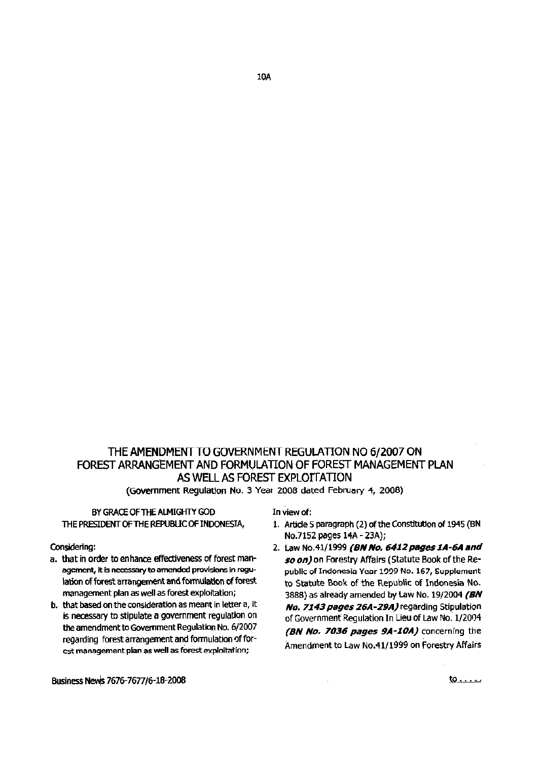# THE AMENDMENT TO GOVERNMENT REGULATION NO 6/2007 ON FOREST ARRANGEMENT AND FORMULATION OF FOREST MANAGEMENT PLAN AS WELL AS FOREST EXPLOITATION

(Government Regulation No. 3 Year 2008 dated February 4, 2008)

BY GRACE OF THE ALMIGHTY GOD
THE PRESIDENT OF THE REPUBLIC OF INDONESIA,

Considering:

a. that in order to enhance effectiveness of forest management, it is necessary to amended provisions in regulation of forest arrangement and formulation of forest management plan as well as forest exploitation;
b. that based on the consideration as meant in letter a, it is necessary to stipulate a government regulation on the amendment to Government Regulation No. 6/2007 regarding forest arrangement and formulation of forest management plan as well as forest exploitation;

In view of:

1. Article 5 paragraph (2) of the Constitution of 1945 (BN No.7152 pages 14A - 23A);
2. Law No.41/1999 ***(BN No. 6412 pages 1A-6A and so on)*** on Forestry Affairs (Statute Book of the Republic of Indonesia Year 1999 No. 167, Supplement to Statute Book of the Republic of Indonesia No. 3888) as already amended by Law No. 19/2004 ***(BN No. 7143 pages 26A-29A)*** regarding Stipulation of Government Regulation In Lieu of Law No. 1/2004 ***(BN No. 7036 pages 9A-10A)*** concerning the Amendment to Law No.41/1999 on Forestry Affairs

to .....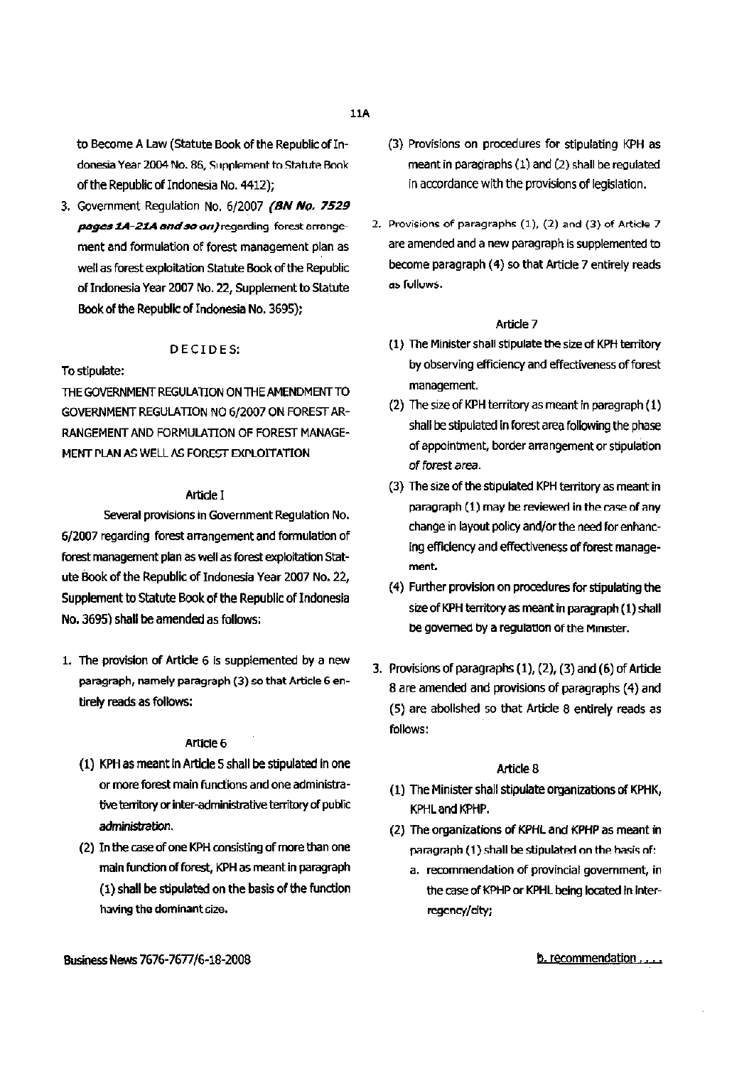to Become A Law (Statute Book of the Republic of Indonesia Year 2004 No. 86, Supplement to Statute Book of the Republic of Indonesia No. 4412);

3. Government Regulation No. 6/2007 ***(BN No. 7529 pages 1A-21A and so on)*** regarding forest arrangement and formulation of forest management plan as well as forest exploitation Statute Book of the Republic of Indonesia Year 2007 No. 22, Supplement to Statute Book of the Republic of Indonesia No. 3695);

DECIDES:

To stipulate:

THE GOVERNMENT REGULATION ON THE AMENDMENT TO GOVERNMENT REGULATION NO 6/2007 ON FOREST ARRANGEMENT AND FORMULATION OF FOREST MANAGEMENT PLAN AS WELL AS FOREST EXPLOITATION

Article I

Several provisions in Government Regulation No. 6/2007 regarding forest arrangement and formulation of forest management plan as well as forest exploitation Statute Book of the Republic of Indonesia Year 2007 No. 22, Supplement to Statute Book of the Republic of Indonesia No. 3695) shall be amended as follows:

1. The provision of Article 6 is supplemented by a new paragraph, namely paragraph (3) so that Article 6 entirely reads as follows:

Article 6

(1) KPH as meant in Article 5 shall be stipulated in one or more forest main functions and one administrative territory or inter-administrative territory of public administration.

(2) In the case of one KPH consisting of more than one main function of forest, KPH as meant in paragraph (1) shall be stipulated on the basis of the function having the dominant size.

(3) Provisions on procedures for stipulating KPH as meant in paragraphs (1) and (2) shall be regulated in accordance with the provisions of legislation.

2. Provisions of paragraphs (1), (2) and (3) of Article 7 are amended and a new paragraph is supplemented to become paragraph (4) so that Article 7 entirely reads as follows:

Article 7

(1) The Minister shall stipulate the size of KPH territory by observing efficiency and effectiveness of forest management.

(2) The size of KPH territory as meant in paragraph (1) shall be stipulated in forest area following the phase of appointment, border arrangement or stipulation of forest area.

(3) The size of the stipulated KPH territory as meant in paragraph (1) may be reviewed in the case of any change in layout policy and/or the need for enhancing efficiency and effectiveness of forest management.

(4) Further provision on procedures for stipulating the size of KPH territory as meant in paragraph (1) shall be governed by a regulation of the Minister.

3. Provisions of paragraphs (1), (2), (3) and (6) of Article 8 are amended and provisions of paragraphs (4) and (5) are abolished so that Article 8 entirely reads as follows:

Article 8

(1) The Minister shall stipulate organizations of KPHK, KPHL and KPHP.

(2) The organizations of KPHL and KPHP as meant in paragraph (1) shall be stipulated on the basis of:

a. recommendation of provincial government, in the case of KPHP or KPHL being located in inter-regency/city;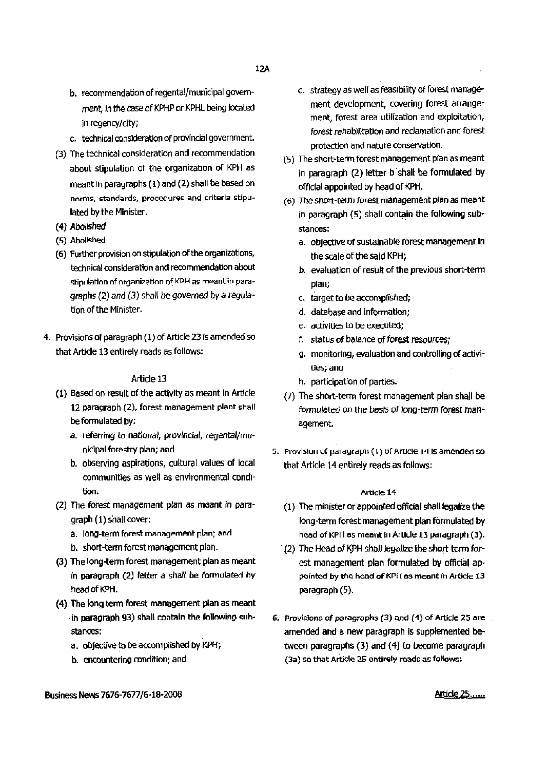b. recommendation of regental/municipal government, in the case of KPHP or KPHL being located in regency/city;

c. technical consideration of provincial government.

(3) The technical consideration and recommendation about stipulation of the organization of KPH as meant in paragraphs (1) and (2) shall be based on norms, standards, procedures and criteria stipulated by the Minister.

(4) Abolished

(5) Abolished

(6) Further provision on stipulation of the organizations, technical consideration and recommendation about stipulation of organization of KPH as meant in paragraphs (2) and (3) shall be governed by a regulation of the Minister.

4. Provisions of paragraph (1) of Article 23 is amended so that Article 13 entirely reads as follows:

Article 13

(1) Based on result of the activity as meant in Article 12 paragraph (2), forest management plant shall be formulated by:

a. referring to national, provincial, regental/municipal forestry plan; and

b. observing aspirations, cultural values of local communities as well as environmental condition.

(2) The forest management plan as meant in paragraph (1) shall cover:

a. long-term forest management plan; and

b. short-term forest management plan.

(3) The long-term forest management plan as meant in paragraph (2) letter a shall be formulated by head of KPH.

(4) The long term forest management plan as meant in paragraph 93) shall contain the following substances:

a. objective to be accomplished by KPH;

b. encountering condition; and

c. strategy as well as feasibility of forest management development, covering forest arrangement, forest area utilization and exploitation, forest rehabilitation and reclamation and forest protection and nature conservation.

(5) The short-term forest management plan as meant in paragraph (2) letter b shall be formulated by official appointed by head of KPH.

(6) The short-term forest management plan as meant in paragraph (5) shall contain the following substances:

a. objective of sustainable forest management in the scale of the said KPH;

b. evaluation of result of the previous short-term plan;

c. target to be accomplished;

d. database and information;

e. activities to be executed;

f. status of balance of forest resources;

g. monitoring, evaluation and controlling of activities; and

h. participation of parties.

(7) The short-term forest management plan shall be formulated on the basis of long-term forest management.

5. Provision of paragraph (1) of Article 14 is amended so that Article 14 entirely reads as follows:

Article 14

(1) The minister or appointed official shall legalize the long-term forest management plan formulated by head of KPH as meant in Article 13 paragraph (3).

(2) The Head of KPH shall legalize the short-term forest management plan formulated by official appointed by the head of KPH as meant in Article 13 paragraph (5).

6. Provisions of paragraphs (3) and (4) of Article 25 are amended and a new paragraph is supplemented between paragraphs (3) and (4) to become paragraph (3a) so that Article 25 entirely reads as follows:

Article 25......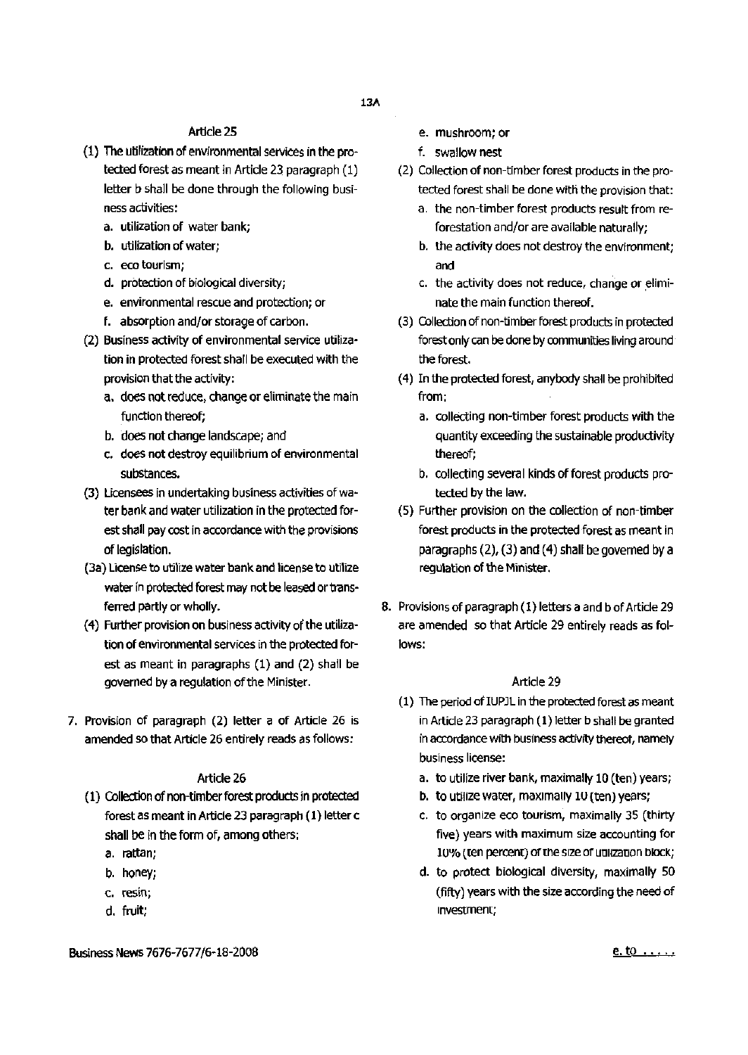### Article 25

(1) The utilization of environmental services in the protected forest as meant in Article 23 paragraph (1) letter b shall be done through the following business activities:

a. utilization of water bank;
b. utilization of water;
c. eco tourism;
d. protection of biological diversity;
e. environmental rescue and protection; or
f. absorption and/or storage of carbon.

(2) Business activity of environmental service utilization in protected forest shall be executed with the provision that the activity:

a. does not reduce, change or eliminate the main function thereof;
b. does not change landscape; and
c. does not destroy equilibrium of environmental substances.

(3) Licensees in undertaking business activities of water bank and water utilization in the protected forest shall pay cost in accordance with the provisions of legislation.

(3a) License to utilize water bank and license to utilize water in protected forest may not be leased or transferred partly or wholly.

(4) Further provision on business activity of the utilization of environmental services in the protected forest as meant in paragraphs (1) and (2) shall be governed by a regulation of the Minister.

7. Provision of paragraph (2) letter a of Article 26 is amended so that Article 26 entirely reads as follows:

### Article 26

(1) Collection of non-timber forest products in protected forest as meant in Article 23 paragraph (1) letter c shall be in the form of, among others:

a. rattan;
b. honey;
c. resin;
d. fruit;
e. mushroom; or
f. swallow nest

(2) Collection of non-timber forest products in the protected forest shall be done with the provision that:

a. the non-timber forest products result from reforestation and/or are available naturally;
b. the activity does not destroy the environment; and
c. the activity does not reduce, change or eliminate the main function thereof.

(3) Collection of non-timber forest products in protected forest only can be done by communities living around the forest.

(4) In the protected forest, anybody shall be prohibited from:

a. collecting non-timber forest products with the quantity exceeding the sustainable productivity thereof;
b. collecting several kinds of forest products protected by the law.

(5) Further provision on the collection of non-timber forest products in the protected forest as meant in paragraphs (2), (3) and (4) shall be governed by a regulation of the Minister.

8. Provisions of paragraph (1) letters a and b of Article 29 are amended so that Article 29 entirely reads as follows:

### Article 29

(1) The period of IUPJL in the protected forest as meant in Article 23 paragraph (1) letter b shall be granted in accordance with business activity thereof, namely business license:

a. to utilize river bank, maximally 10 (ten) years;
b. to utilize water, maximally 10 (ten) years;
c. to organize eco tourism, maximally 35 (thirty five) years with maximum size accounting for 10% (ten percent) of the size of utilization block;
d. to protect biological diversity, maximally 50 (fifty) years with the size according the need of investment;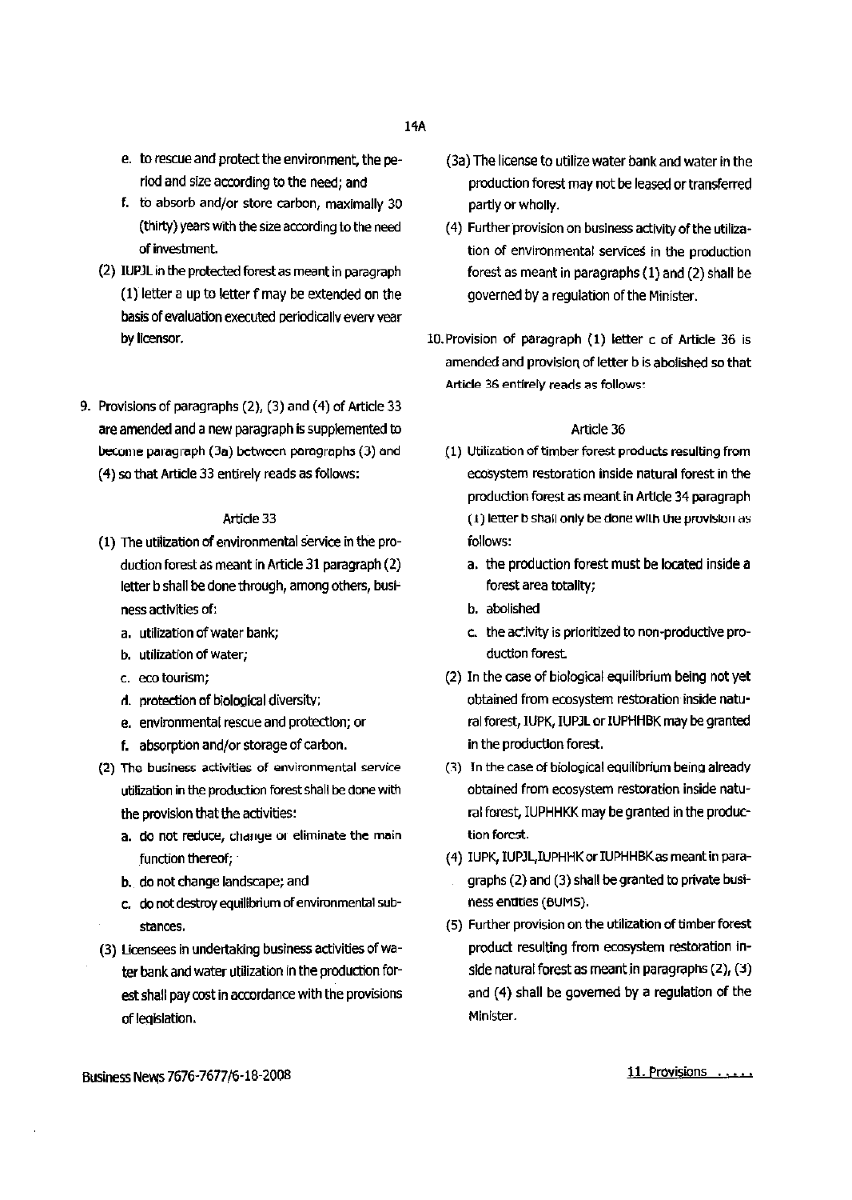e. to rescue and protect the environment, the period and size according to the need; and
f. to absorb and/or store carbon, maximally 30 (thirty) years with the size according to the need of investment.

(2) IUPJL in the protected forest as meant in paragraph (1) letter a up to letter f may be extended on the basis of evaluation executed periodically every year by licensor.

9. Provisions of paragraphs (2), (3) and (4) of Article 33 are amended and a new paragraph is supplemented to become paragraph (3a) between paragraphs (3) and (4) so that Article 33 entirely reads as follows:

Article 33

(1) The utilization of environmental service in the production forest as meant in Article 31 paragraph (2) letter b shall be done through, among others, business activities of:
a. utilization of water bank;
b. utilization of water;
c. eco tourism;
d. protection of biological diversity;
e. environmental rescue and protection; or
f. absorption and/or storage of carbon.

(2) The business activities of environmental service utilization in the production forest shall be done with the provision that the activities:
a. do not reduce, change or eliminate the main function thereof;
b. do not change landscape; and
c. do not destroy equilibrium of environmental substances.

(3) Licensees in undertaking business activities of water bank and water utilization in the production forest shall pay cost in accordance with the provisions of legislation.

(3a) The license to utilize water bank and water in the production forest may not be leased or transferred partly or wholly.

(4) Further provision on business activity of the utilization of environmental services in the production forest as meant in paragraphs (1) and (2) shall be governed by a regulation of the Minister.

10. Provision of paragraph (1) letter c of Article 36 is amended and provision of letter b is abolished so that Article 36 entirely reads as follows:

Article 36

(1) Utilization of timber forest products resulting from ecosystem restoration inside natural forest in the production forest as meant in Article 34 paragraph (1) letter b shall only be done with the provision as follows:
a. the production forest must be located inside a forest area totality;
b. abolished
c. the activity is prioritized to non-productive production forest.

(2) In the case of biological equilibrium being not yet obtained from ecosystem restoration inside natural forest, IUPK, IUPJL or IUPHHBK may be granted in the production forest.

(3) In the case of biological equilibrium being already obtained from ecosystem restoration inside natural forest, IUPHHKK may be granted in the production forest.

(4) IUPK, IUPJL, IUPHHK or IUPHHBK as meant in paragraphs (2) and (3) shall be granted to private business entities (BUMS).

(5) Further provision on the utilization of timber forest product resulting from ecosystem restoration inside natural forest as meant in paragraphs (2), (3) and (4) shall be governed by a regulation of the Minister.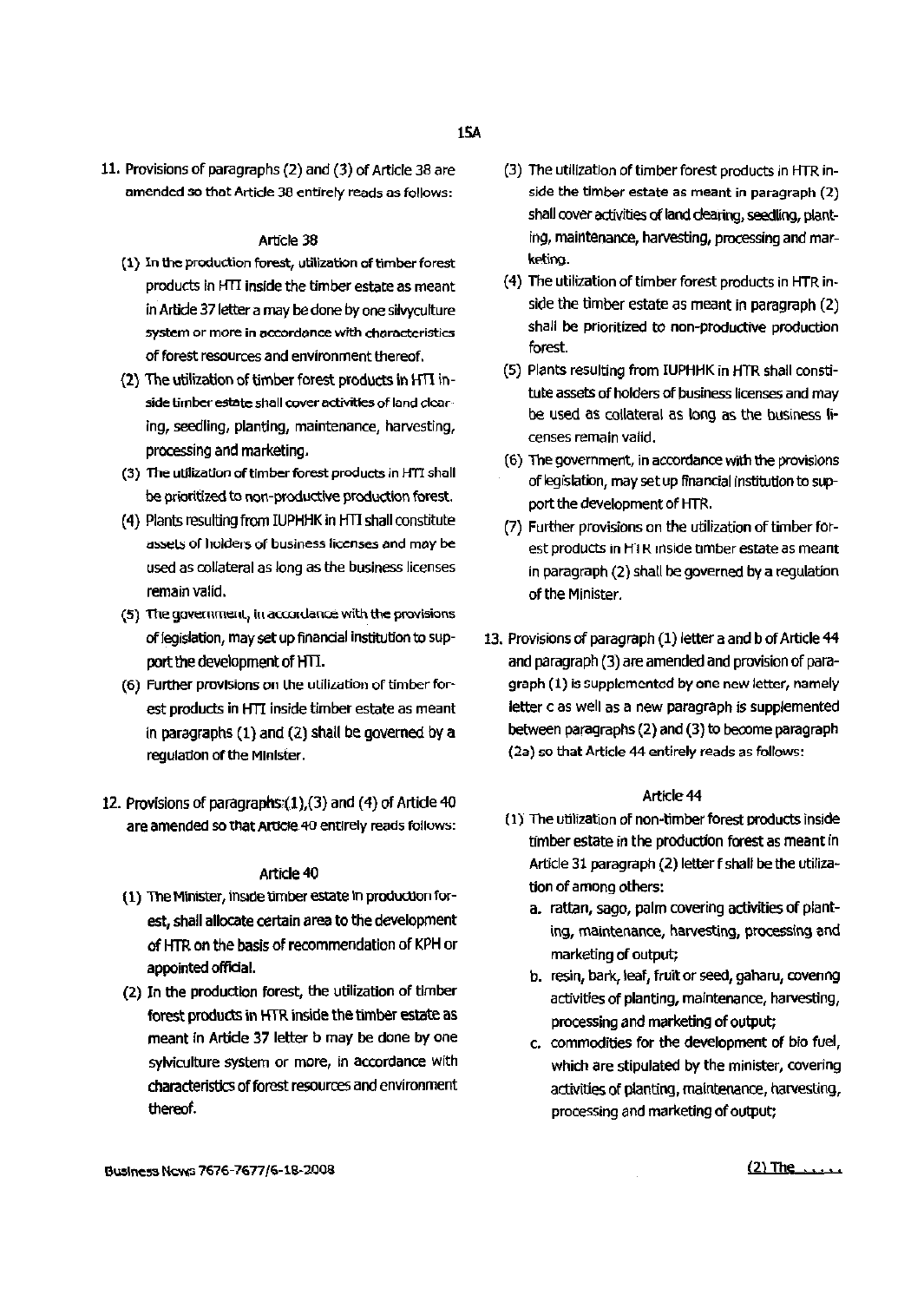11. Provisions of paragraphs (2) and (3) of Article 38 are amended so that Article 38 entirely reads as follows:

### Article 38

(1) In the production forest, utilization of timber forest products in HTI inside the timber estate as meant in Article 37 letter a may be done by one silvyculture system or more in accordance with characteristics of forest resources and environment thereof.

(2) The utilization of timber forest products in HTI inside timber estate shall cover activities of land clearing, seedling, planting, maintenance, harvesting, processing and marketing.

(3) The utilization of timber forest products in HTI shall be prioritized to non-productive production forest.

(4) Plants resulting from IUPHHK in HTI shall constitute assets of holders of business licenses and may be used as collateral as long as the business licenses remain valid.

(5) The government, in accordance with the provisions of legislation, may set up financial institution to support the development of HTI.

(6) Further provisions on the utilization of timber forest products in HTI inside timber estate as meant in paragraphs (1) and (2) shall be governed by a regulation of the Minister.

12. Provisions of paragraphs (1),(3) and (4) of Article 40 are amended so that Article 40 entirely reads follows:

### Article 40

(1) The Minister, inside timber estate in production forest, shall allocate certain area to the development of HTR on the basis of recommendation of KPH or appointed official.

(2) In the production forest, the utilization of timber forest products in HTR inside the timber estate as meant in Article 37 letter b may be done by one sylviculture system or more, in accordance with characteristics of forest resources and environment thereof.

(3) The utilization of timber forest products in HTR inside the timber estate as meant in paragraph (2) shall cover activities of land clearing, seedling, planting, maintenance, harvesting, processing and marketing.

(4) The utilization of timber forest products in HTR inside the timber estate as meant in paragraph (2) shall be prioritized to non-productive production forest.

(5) Plants resulting from IUPHHK in HTR shall constitute assets of holders of business licenses and may be used as collateral as long as the business licenses remain valid.

(6) The government, in accordance with the provisions of legislation, may set up financial institution to support the development of HTR.

(7) Further provisions on the utilization of timber forest products in HTR inside timber estate as meant in paragraph (2) shall be governed by a regulation of the Minister.

13. Provisions of paragraph (1) letter a and b of Article 44 and paragraph (3) are amended and provision of paragraph (1) is supplemented by one new letter, namely letter c as well as a new paragraph is supplemented between paragraphs (2) and (3) to become paragraph (2a) so that Article 44 entirely reads as follows:

### Article 44

(1) The utilization of non-timber forest products inside timber estate in the production forest as meant in Article 31 paragraph (2) letter f shall be the utilization of among others:

a. rattan, sago, palm covering activities of planting, maintenance, harvesting, processing and marketing of output;

b. resin, bark, leaf, fruit or seed, gaharu, covering activities of planting, maintenance, harvesting, processing and marketing of output;

c. commodities for the development of bio fuel, which are stipulated by the minister, covering activities of planting, maintenance, harvesting, processing and marketing of output;

(2) The .....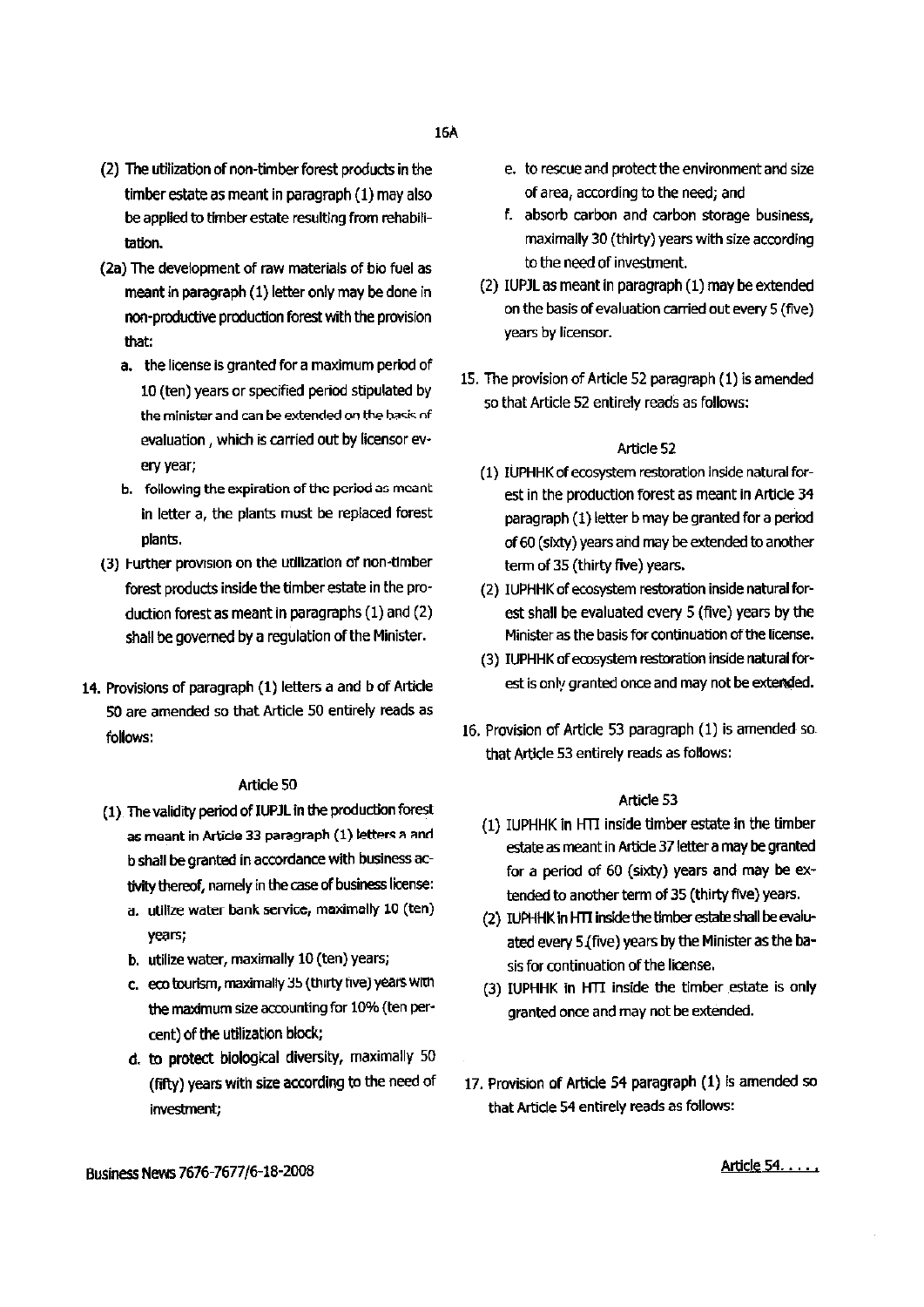(2) The utilization of non-timber forest products in the timber estate as meant in paragraph (1) may also be applied to timber estate resulting from rehabilitation.

(2a) The development of raw materials of bio fuel as meant in paragraph (1) letter only may be done in non-productive production forest with the provision that:

a. the license is granted for a maximum period of 10 (ten) years or specified period stipulated by the minister and can be extended on the basis of evaluation , which is carried out by licensor every year;

b. following the expiration of the period as meant in letter a, the plants must be replaced forest plants.

(3) Further provision on the utilization of non-timber forest products inside the timber estate in the production forest as meant in paragraphs (1) and (2) shall be governed by a regulation of the Minister.

14. Provisions of paragraph (1) letters a and b of Article 50 are amended so that Article 50 entirely reads as follows:

Article 50

(1) The validity period of IUPJL in the production forest as meant in Article 33 paragraph (1) letters a and b shall be granted in accordance with business activity thereof, namely in the case of business license:

a. utilize water bank service, maximally 10 (ten) years;

b. utilize water, maximally 10 (ten) years;

c. eco tourism, maximally 35 (thirty five) years with the maximum size accounting for 10% (ten percent) of the utilization block;

d. to protect biological diversity, maximally 50 (fifty) years with size according to the need of investment;

e. to rescue and protect the environment and size of area, according to the need; and

f. absorb carbon and carbon storage business, maximally 30 (thirty) years with size according to the need of investment.

(2) IUPJL as meant in paragraph (1) may be extended on the basis of evaluation carried out every 5 (five) years by licensor.

15. The provision of Article 52 paragraph (1) is amended so that Article 52 entirely reads as follows:

Article 52

(1) IUPHHK of ecosystem restoration inside natural forest in the production forest as meant in Article 34 paragraph (1) letter b may be granted for a period of 60 (sixty) years and may be extended to another term of 35 (thirty five) years.

(2) IUPHHK of ecosystem restoration inside natural forest shall be evaluated every 5 (five) years by the Minister as the basis for continuation of the license.

(3) IUPHHK of ecosystem restoration inside natural forest is only granted once and may not be extended.

16. Provision of Article 53 paragraph (1) is amended so that Article 53 entirely reads as follows:

Article 53

(1) IUPHHK in HTI inside timber estate in the timber estate as meant in Article 37 letter a may be granted for a period of 60 (sixty) years and may be extended to another term of 35 (thirty five) years.

(2) IUPHHK in HTI inside the timber estate shall be evaluated every 5 (five) years by the Minister as the basis for continuation of the license.

(3) IUPHHK in HTI inside the timber estate is only granted once and may not be extended.

17. Provision of Article 54 paragraph (1) is amended so that Article 54 entirely reads as follows:

Article 54. . . .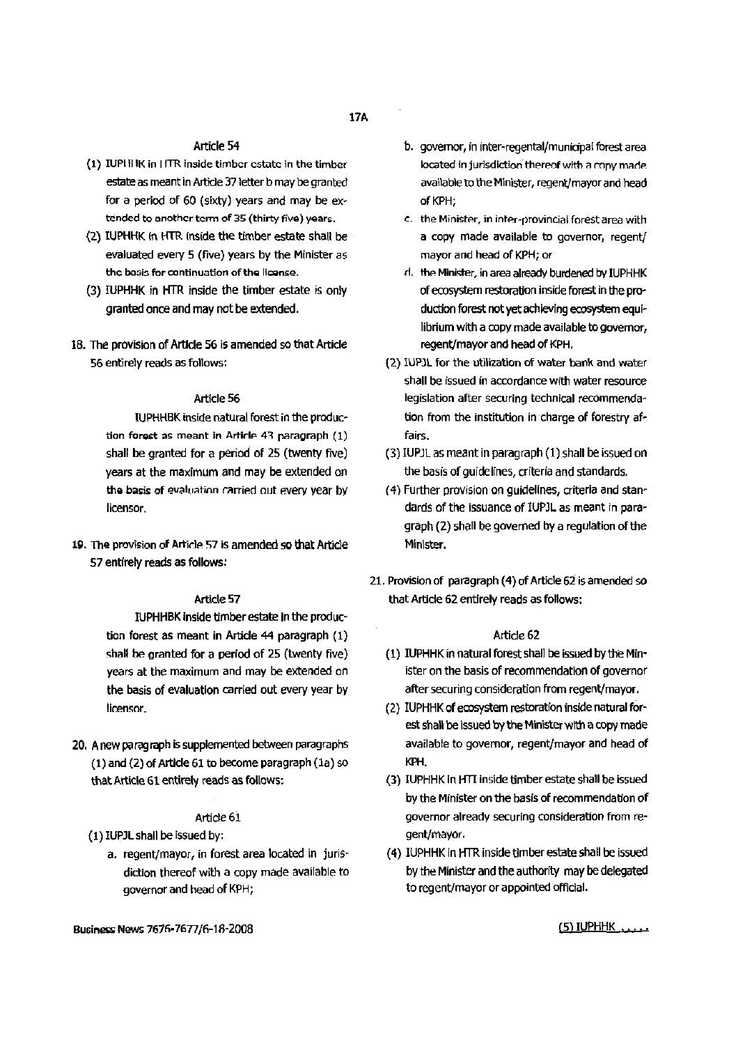### Article 54

(1) IUPHHK in HTR inside timber estate in the timber estate as meant in Article 37 letter b may be granted for a period of 60 (sixty) years and may be extended to another term of 35 (thirty five) years.

(2) IUPHHK in HTR inside the timber estate shall be evaluated every 5 (five) years by the Minister as the basis for continuation of the license.

(3) IUPHHK in HTR inside the timber estate is only granted once and may not be extended.

18. The provision of Article 56 is amended so that Article 56 entirely reads as follows:

### Article 56

IUPHHBK inside natural forest in the production forest as meant in Article 43 paragraph (1) shall be granted for a period of 25 (twenty five) years at the maximum and may be extended on the basis of evaluation carried out every year by licensor.

19. The provision of Article 57 is amended so that Article 57 entirely reads as follows:

### Article 57

IUPHHBK inside timber estate in the production forest as meant in Article 44 paragraph (1) shall be granted for a period of 25 (twenty five) years at the maximum and may be extended on the basis of evaluation carried out every year by licensor.

20. A new paragraph is supplemented between paragraphs (1) and (2) of Article 61 to become paragraph (1a) so that Article 61 entirely reads as follows:

### Article 61

(1) IUPJL shall be issued by:
   a. regent/mayor, in forest area located in jurisdiction thereof with a copy made available to governor and head of KPH;
   b. governor, in inter-regental/municipal forest area located in jurisdiction thereof with a copy made available to the Minister, regent/mayor and head of KPH;
   c. the Minister, in inter-provincial forest area with a copy made available to governor, regent/mayor and head of KPH; or
   d. the Minister, in area already burdened by IUPHHK of ecosystem restoration inside forest in the production forest not yet achieving ecosystem equilibrium with a copy made available to governor, regent/mayor and head of KPH.

(2) IUPJL for the utilization of water bank and water shall be issued in accordance with water resource legislation after securing technical recommendation from the institution in charge of forestry affairs.

(3) IUPJL as meant in paragraph (1) shall be issued on the basis of guidelines, criteria and standards.

(4) Further provision on guidelines, criteria and standards of the issuance of IUPJL as meant in paragraph (2) shall be governed by a regulation of the Minister.

21. Provision of paragraph (4) of Article 62 is amended so that Article 62 entirely reads as follows:

### Article 62

(1) IUPHHK in natural forest shall be issued by the Minister on the basis of recommendation of governor after securing consideration from regent/mayor.

(2) IUPHHK of ecosystem restoration inside natural forest shall be issued by the Minister with a copy made available to governor, regent/mayor and head of KPH.

(3) IUPHHK in HTI inside timber estate shall be issued by the Minister on the basis of recommendation of governor already securing consideration from regent/mayor.

(4) IUPHHK in HTR inside timber estate shall be issued by the Minister and the authority may be delegated to regent/mayor or appointed official.

(5) IUPHHK ......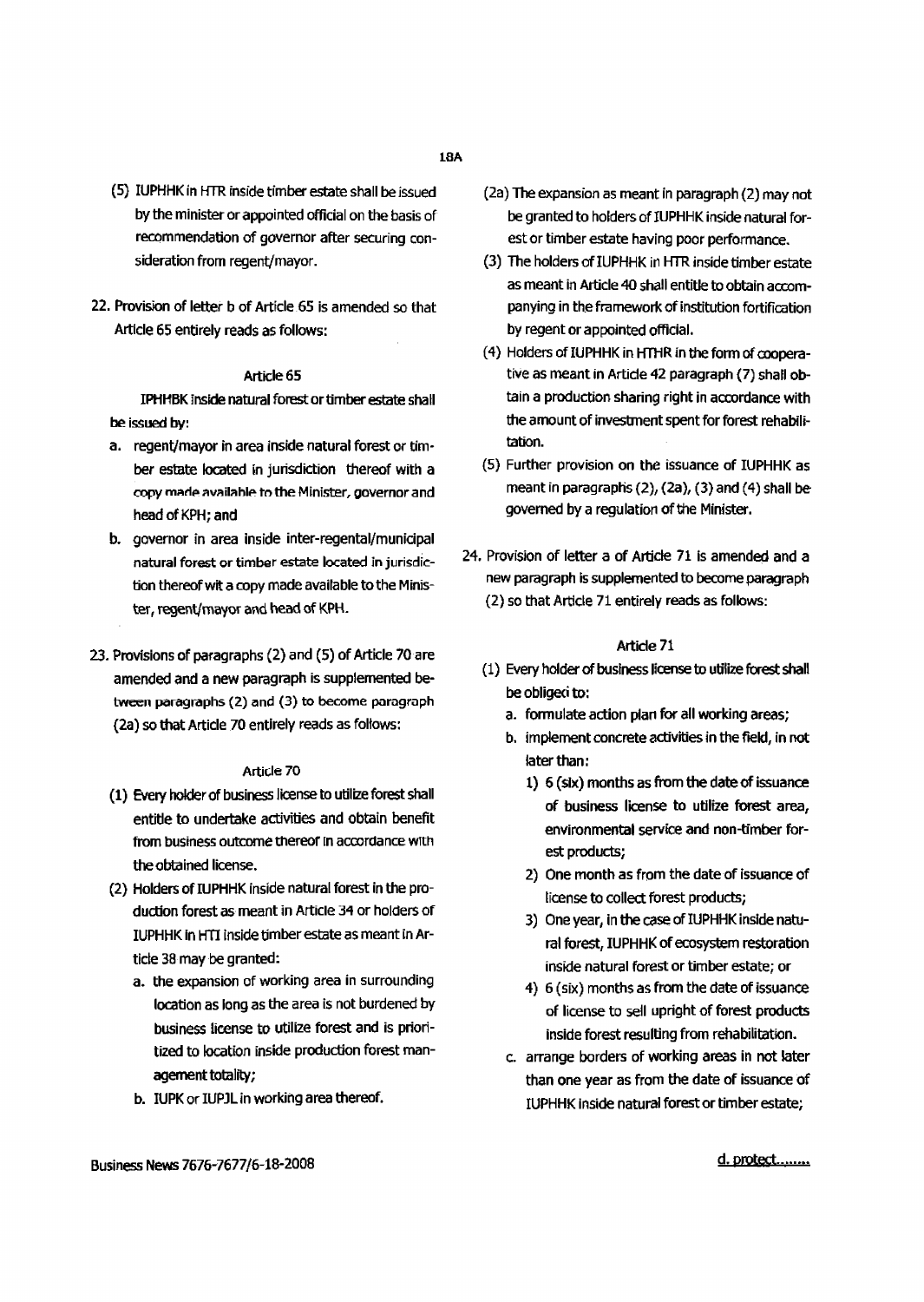(5) IUPHHK in HTR inside timber estate shall be issued by the minister or appointed official on the basis of recommendation of governor after securing consideration from regent/mayor.

22. Provision of letter b of Article 65 is amended so that Article 65 entirely reads as follows:

### Article 65

IPHHBK inside natural forest or timber estate shall be issued by:

a. regent/mayor in area inside natural forest or timber estate located in jurisdiction thereof with a copy made available to the Minister, governor and head of KPH; and
b. governor in area inside inter-regental/municipal natural forest or timber estate located in jurisdiction thereof wit a copy made available to the Minister, regent/mayor and head of KPH.

23. Provisions of paragraphs (2) and (5) of Article 70 are amended and a new paragraph is supplemented between paragraphs (2) and (3) to become paragraph (2a) so that Article 70 entirely reads as follows:

### Article 70

(1) Every holder of business license to utilize forest shall entitle to undertake activities and obtain benefit from business outcome thereof in accordance with the obtained license.

(2) Holders of IUPHHK inside natural forest in the production forest as meant in Article 34 or holders of IUPHHK in HTI inside timber estate as meant in Article 38 may be granted:
   a. the expansion of working area in surrounding location as long as the area is not burdened by business license to utilize forest and is prioritized to location inside production forest management totality;
   b. IUPK or IUPJL in working area thereof.

(2a) The expansion as meant in paragraph (2) may not be granted to holders of IUPHHK inside natural forest or timber estate having poor performance.

(3) The holders of IUPHHK in HTR inside timber estate as meant in Article 40 shall entitle to obtain accompanying in the framework of institution fortification by regent or appointed official.

(4) Holders of IUPHHK in HTHR in the form of cooperative as meant in Article 42 paragraph (7) shall obtain a production sharing right in accordance with the amount of investment spent for forest rehabilitation.

(5) Further provision on the issuance of IUPHHK as meant in paragraphs (2), (2a), (3) and (4) shall be governed by a regulation of the Minister.

24. Provision of letter a of Article 71 is amended and a new paragraph is supplemented to become paragraph (2) so that Article 71 entirely reads as follows:

### Article 71

(1) Every holder of business license to utilize forest shall be obliged to:
   a. formulate action plan for all working areas;
   b. implement concrete activities in the field, in not later than:
      1) 6 (six) months as from the date of issuance of business license to utilize forest area, environmental service and non-timber forest products;
      2) One month as from the date of issuance of license to collect forest products;
      3) One year, in the case of IUPHHK inside natural forest, IUPHHK of ecosystem restoration inside natural forest or timber estate; or
      4) 6 (six) months as from the date of issuance of license to sell upright of forest products inside forest resulting from rehabilitation.
   c. arrange borders of working areas in not later than one year as from the date of issuance of IUPHHK inside natural forest or timber estate;

d. protect.......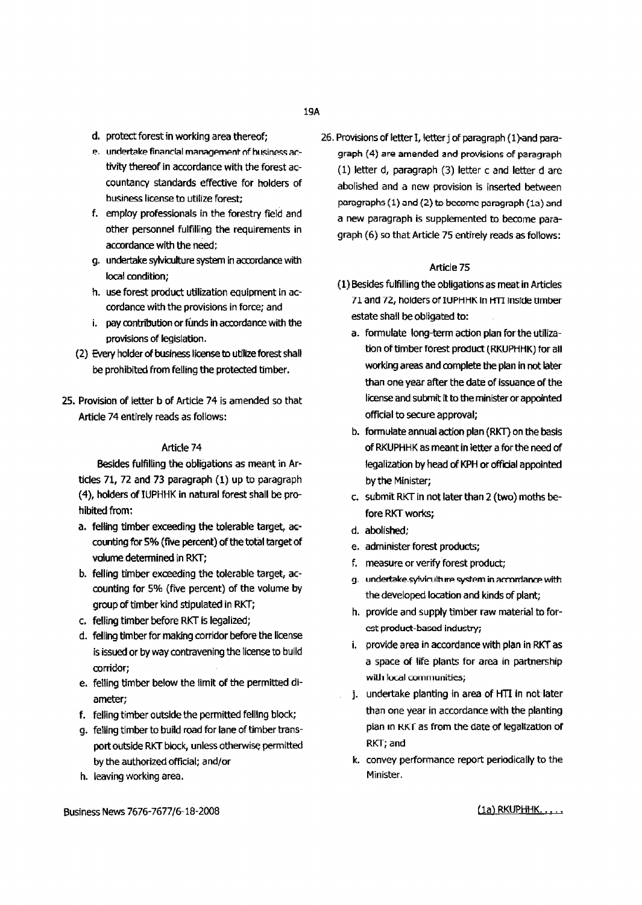d. protect forest in working area thereof;

e. undertake financial management of business activity thereof in accordance with the forest accountancy standards effective for holders of business license to utilize forest;

f. employ professionals in the forestry field and other personnel fulfilling the requirements in accordance with the need;

g. undertake sylviculture system in accordance with local condition;

h. use forest product utilization equipment in accordance with the provisions in force; and

i. pay contribution or funds in accordance with the provisions of legislation.

(2) Every holder of business license to utilize forest shall be prohibited from felling the protected timber.

25. Provision of letter b of Article 74 is amended so that Article 74 entirely reads as follows:

### Article 74

Besides fulfilling the obligations as meant in Articles 71, 72 and 73 paragraph (1) up to paragraph (4), holders of IUPHHK in natural forest shall be prohibited from:

a. felling timber exceeding the tolerable target, accounting for 5% (five percent) of the total target of volume determined in RKT;

b. felling timber exceeding the tolerable target, accounting for 5% (five percent) of the volume by group of timber kind stipulated in RKT;

c. felling timber before RKT is legalized;

d. felling timber for making corridor before the license is issued or by way contravening the license to build corridor;

e. felling timber below the limit of the permitted diameter;

f. felling timber outside the permitted felling block;

g. felling timber to build road for lane of timber transport outside RKT block, unless otherwise permitted by the authorized official; and/or

h. leaving working area.

26. Provisions of letter I, letter j of paragraph (1) and paragraph (4) are amended and provisions of paragraph (1) letter d, paragraph (3) letter c and letter d are abolished and a new provision is inserted between paragraphs (1) and (2) to become paragraph (1a) and a new paragraph is supplemented to become paragraph (6) so that Article 75 entirely reads as follows:

### Article 75

(1) Besides fulfilling the obligations as meat in Articles 71 and 72, holders of IUPHHK in HTI inside timber estate shall be obligated to:

a. formulate long-term action plan for the utilization of timber forest product (RKUPHHK) for all working areas and complete the plan in not later than one year after the date of issuance of the license and submit it to the minister or appointed official to secure approval;

b. formulate annual action plan (RKT) on the basis of RKUPHHK as meant in letter a for the need of legalization by head of KPH or official appointed by the Minister;

c. submit RKT in not later than 2 (two) moths before RKT works;

d. abolished;

e. administer forest products;

f. measure or verify forest product;

g. undertake sylviculture system in accordance with the developed location and kinds of plant;

h. provide and supply timber raw material to forest product-based industry;

i. provide area in accordance with plan in RKT as a space of life plants for area in partnership with local communities;

j. undertake planting in area of HTI in not later than one year in accordance with the planting plan in RKT as from the date of legalization of RKT; and

k. convey performance report periodically to the Minister.

(1a) RKUPHHK. . . . .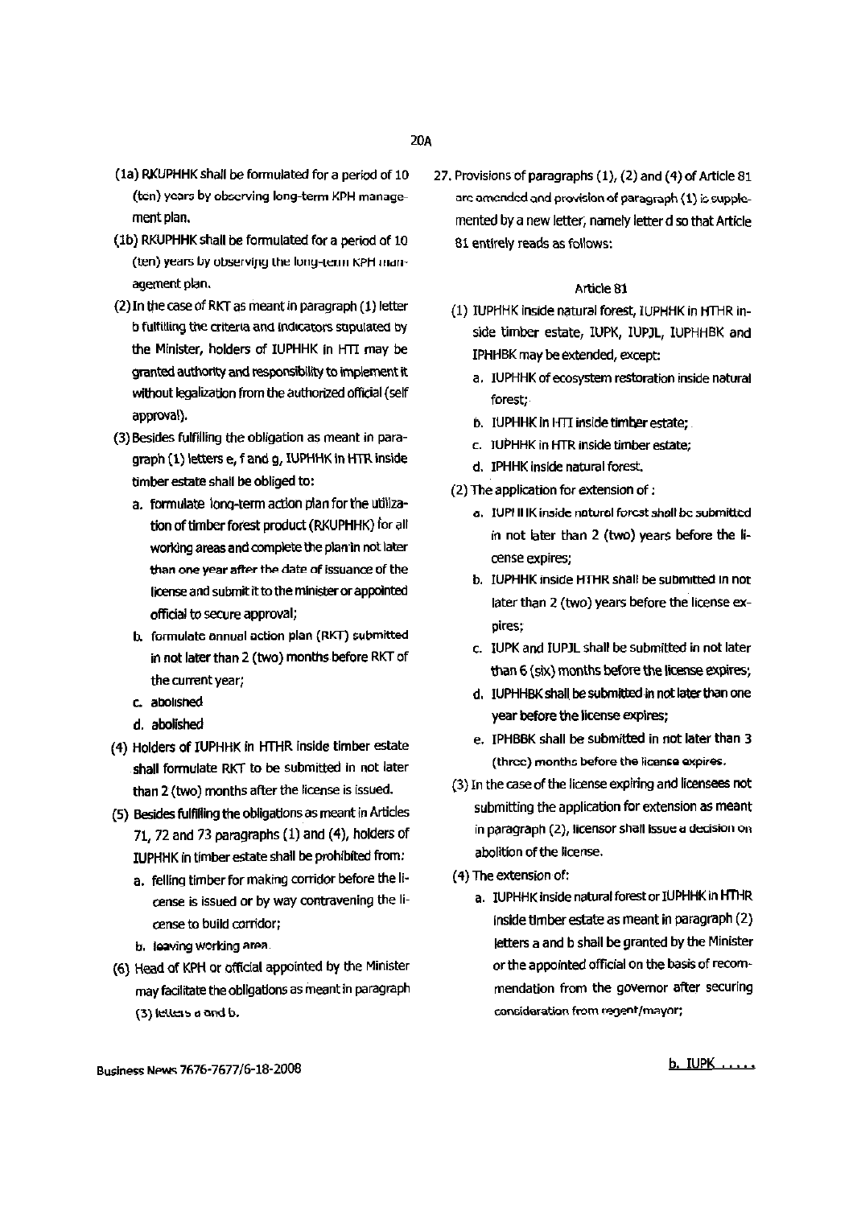(1a) RKUPHHK shall be formulated for a period of 10 (ten) years by observing long-term KPH management plan.

(1b) RKUPHHK shall be formulated for a period of 10 (ten) years by observing the long-term KPH management plan.

(2) In the case of RKT as meant in paragraph (1) letter b fulfilling the criteria and indicators stipulated by the Minister, holders of IUPHHK in HTI may be granted authority and responsibility to implement it without legalization from the authorized official (self approval).

(3) Besides fulfilling the obligation as meant in paragraph (1) letters e, f and g, IUPHHK in HTR inside timber estate shall be obliged to:

a. formulate long-term action plan for the utilization of timber forest product (RKUPHHK) for all working areas and complete the plan in not later than one year after the date of issuance of the license and submit it to the minister or appointed official to secure approval;

b. formulate annual action plan (RKT) submitted in not later than 2 (two) months before RKT of the current year;

c. abolished

d. abolished

(4) Holders of IUPHHK in HTHR inside timber estate shall formulate RKT to be submitted in not later than 2 (two) months after the license is issued.

(5) Besides fulfilling the obligations as meant in Articles 71, 72 and 73 paragraphs (1) and (4), holders of IUPHHK in timber estate shall be prohibited from:

a. felling timber for making corridor before the license is issued or by way contravening the license to build corridor;

b. leaving working area.

(6) Head of KPH or official appointed by the Minister may facilitate the obligations as meant in paragraph (3) letters a and b.

27. Provisions of paragraphs (1), (2) and (4) of Article 81 are amended and provision of paragraph (1) is supplemented by a new letter, namely letter d so that Article 81 entirely reads as follows:

### Article 81

(1) IUPHHK inside natural forest, IUPHHK in HTHR inside timber estate, IUPK, IUPJL, IUPHHBK and IPHHBK may be extended, except:

a. IUPHHK of ecosystem restoration inside natural forest;

b. IUPHHK in HTI inside timber estate;

c. IUPHHK in HTR inside timber estate;

d. IPHHK inside natural forest.

(2) The application for extension of :

a. IUPHHK inside natural forest shall be submitted in not later than 2 (two) years before the license expires;

b. IUPHHK inside HTHR shall be submitted in not later than 2 (two) years before the license expires;

c. IUPK and IUPJL shall be submitted in not later than 6 (six) months before the license expires;

d. IUPHHBK shall be submitted in not later than one year before the license expires;

e. IPHBBK shall be submitted in not later than 3 (three) months before the license expires.

(3) In the case of the license expiring and licensees not submitting the application for extension as meant in paragraph (2), licensor shall issue a decision on abolition of the license.

(4) The extension of:

a. IUPHHK inside natural forest or IUPHHK in HTHR inside timber estate as meant in paragraph (2) letters a and b shall be granted by the Minister or the appointed official on the basis of recommendation from the governor after securing consideration from regent/mayor;

b. IUPK .....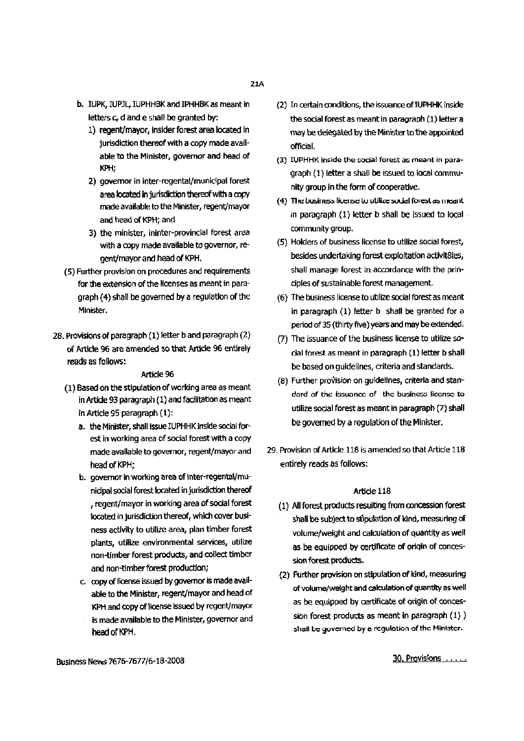b. IUPK, IUPJL, IUPHHBK and IPHHBK as meant in letters c, d and e shall be granted by:
   1) regent/mayor, insider forest area located in jurisdiction thereof with a copy made available to the Minister, governor and head of KPH;
   2) governor in inter-regental/municipal forest area located in jurisdiction thereof with a copy made available to the Minister, regent/mayor and head of KPH; and
   3) the minister, ininter-provincial forest area with a copy made available to governor, regent/mayor and head of KPH.

(5) Further provision on procedures and requirements for the extension of the licenses as meant in paragraph (4) shall be governed by a regulation of the Minister.

28. Provisions of paragraph (1) letter b and paragraph (2) of Article 96 are amended so that Article 96 entirely reads as follows:

Article 96

(1) Based on the stipulation of working area as meant in Article 93 paragraph (1) and facilitation as meant in Article 95 paragraph (1):
   a. the Minister, shall issue IUPHHK inside social forest in working area of social forest with a copy made available to governor, regent/mayor and head of KPH;
   b. governor in working area of inter-regental/municipal social forest located in jurisdiction thereof , regent/mayor in working area of social forest located in jurisdiction thereof, which cover business activity to utilize area, plan timber forest plants, utilize environmental services, utilize non-timber forest products, and collect timber and non-timber forest production;
   c. copy of license issued by governor is made available to the Minister, regent/mayor and head of KPH and copy of license issued by regent/mayor is made available to the Minister, governor and head of KPH.

(2) In certain conditions, the issuance of IUPHHK inside the social forest as meant in paragraph (1) letter a may be delegated by the Minister to the appointed official.

(3) IUPHHK inside the social forest as meant in paragraph (1) letter a shall be issued to local community group in the form of cooperative.

(4) The business license to utilize social forest as meant in paragraph (1) letter b shall be issued to local community group.

(5) Holders of business license to utilize social forest, besides undertaking forest exploitation activit8ies, shall manage forest in accordance with the principles of sustainable forest management.

(6) The business license to utilize social forest as meant in paragraph (1) letter b shall be granted for a period of 35 (thirty five) years and may be extended.

(7) The issuance of the business license to utilize social forest as meant in paragraph (1) letter b shall be based on guidelines, criteria and standards.

(8) Further provision on guidelines, criteria and standard of the issuance of the business license to utilize social forest as meant in paragraph (7) shall be governed by a regulation of the Minister.

29. Provision of Article 118 is amended so that Article 118 entirely reads as follows:

Article 118

(1) All forest products resulting from concession forest shall be subject to stipulation of kind, measuring of volume/weight and calculation of quantity as well as be equipped by certificate of origin of concession forest products.

(2) Further provision on stipulation of kind, measuring of volume/weight and calculation of quantity as well as be equipped by certificate of origin of concession forest products as meant in paragraph (1) ) shall be governed by a regulation of the Minister.

30. Provisions .....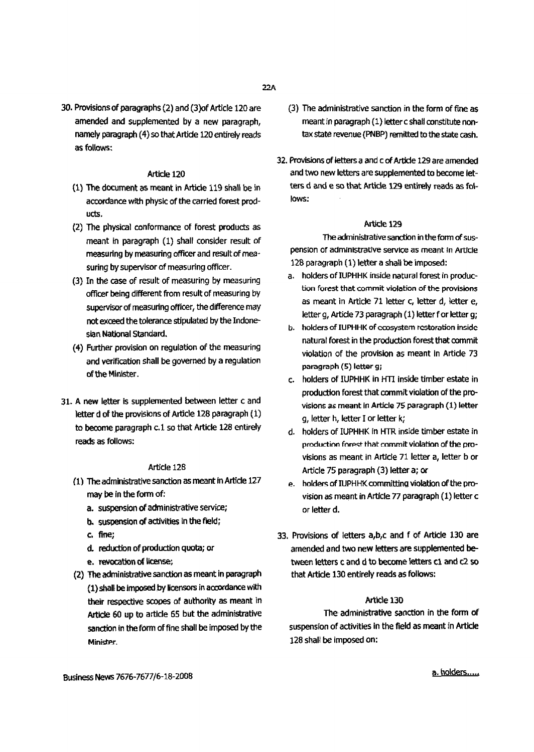30. Provisions of paragraphs (2) and (3)of Article 120 are amended and supplemented by a new paragraph, namely paragraph (4) so that Article 120 entirely reads as follows:

### Article 120

(1) The document as meant in Article 119 shall be in accordance with physic of the carried forest products.

(2) The physical conformance of forest products as meant in paragraph (1) shall consider result of measuring by measuring officer and result of measuring by supervisor of measuring officer.

(3) In the case of result of measuring by measuring officer being different from result of measuring by supervisor of measuring officer, the difference may not exceed the tolerance stipulated by the Indonesian National Standard.

(4) Further provision on regulation of the measuring and verification shall be governed by a regulation of the Minister.

31. A new letter is supplemented between letter c and letter d of the provisions of Article 128 paragraph (1) to become paragraph c.1 so that Article 128 entirely reads as follows:

### Article 128

(1) The administrative sanction as meant in Article 127 may be in the form of:

a. suspension of administrative service;

b. suspension of activities in the field;

c. fine;

d. reduction of production quota; or

e. revocation of license;

(2) The administrative sanction as meant in paragraph (1) shall be imposed by licensors in accordance with their respective scopes of authority as meant in Article 60 up to article 65 but the administrative sanction in the form of fine shall be imposed by the Minister.

(3) The administrative sanction in the form of fine as meant in paragraph (1) letter c shall constitute non-tax state revenue (PNBP) remitted to the state cash.

32. Provisions of letters a and c of Article 129 are amended and two new letters are supplemented to become letters d and e so that Article 129 entirely reads as follows:

### Article 129

The administrative sanction in the form of suspension of administrative service as meant in Article 128 paragraph (1) letter a shall be imposed:

a. holders of IUPHHK inside natural forest in production forest that commit violation of the provisions as meant in Article 71 letter c, letter d, letter e, letter g, Article 73 paragraph (1) letter f or letter g;

b. holders of IUPHHK of ecosystem restoration inside natural forest in the production forest that commit violation of the provision as meant in Article 73 paragraph (5) letter g;

c. holders of IUPHHK in HTI inside timber estate in production forest that commit violation of the provisions as meant in Article 75 paragraph (1) letter g, letter h, letter I or letter k;

d. holders of IUPHHK in HTR inside timber estate in production forest that commit violation of the provisions as meant in Article 71 letter a, letter b or Article 75 paragraph (3) letter a; or

e. holders of IUPHHK committing violation of the provision as meant in Article 77 paragraph (1) letter c or letter d.

33. Provisions of letters a,b,c and f of Article 130 are amended and two new letters are supplemented between letters c and d to become letters c1 and c2 so that Article 130 entirely reads as follows:

### Article 130

The administrative sanction in the form of suspension of activities in the field as meant in Article 128 shall be imposed on: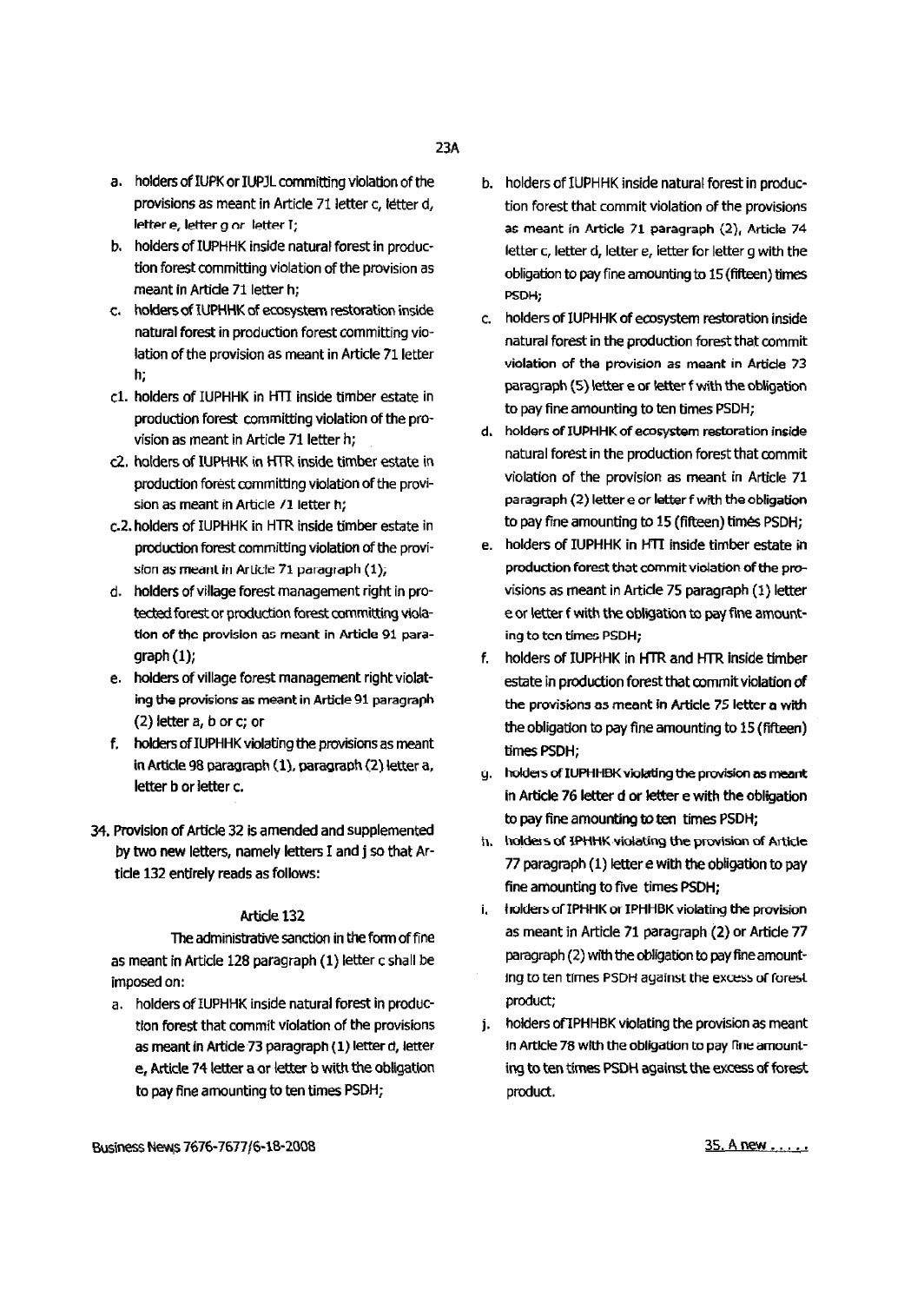a. holders of IUPK or IUPJL committing violation of the provisions as meant in Article 71 letter c, letter d, letter e, letter g or letter I;
b. holders of IUPHHK inside natural forest in production forest committing violation of the provision as meant in Article 71 letter h;
c. holders of IUPHHK of ecosystem restoration inside natural forest in production forest committing violation of the provision as meant in Article 71 letter h;

c1. holders of IUPHHK in HTI inside timber estate in production forest committing violation of the provision as meant in Article 71 letter h;

c2. holders of IUPHHK in HTR inside timber estate in production forest committing violation of the provision as meant in Article 71 letter h;

c.2. holders of IUPHHK in HTR inside timber estate in production forest committing violation of the provision as meant in Article 71 paragraph (1);

d. holders of village forest management right in protected forest or production forest committing violation of the provision as meant in Article 91 paragraph (1);
e. holders of village forest management right violating the provisions as meant in Article 91 paragraph (2) letter a, b or c; or
f. holders of IUPHHK violating the provisions as meant in Article 98 paragraph (1), paragraph (2) letter a, letter b or letter c.

34. Provision of Article 32 is amended and supplemented by two new letters, namely letters I and j so that Article 132 entirely reads as follows:

### Article 132

The administrative sanction in the form of fine as meant in Article 128 paragraph (1) letter c shall be imposed on:

a. holders of IUPHHK inside natural forest in production forest that commit violation of the provisions as meant in Article 73 paragraph (1) letter d, letter e, Article 74 letter a or letter b with the obligation to pay fine amounting to ten times PSDH;
b. holders of IUPHHK inside natural forest in production forest that commit violation of the provisions as meant in Article 71 paragraph (2), Article 74 letter c, letter d, letter e, letter for letter g with the obligation to pay fine amounting to 15 (fifteen) times PSDH;
c. holders of IUPHHK of ecosystem restoration inside natural forest in the production forest that commit violation of the provision as meant in Article 73 paragraph (5) letter e or letter f with the obligation to pay fine amounting to ten times PSDH;
d. holders of IUPHHK of ecosystem restoration inside natural forest in the production forest that commit violation of the provision as meant in Article 71 paragraph (2) letter e or letter f with the obligation to pay fine amounting to 15 (fifteen) times PSDH;
e. holders of IUPHHK in HTI inside timber estate in production forest that commit violation of the provisions as meant in Article 75 paragraph (1) letter e or letter f with the obligation to pay fine amounting to ten times PSDH;
f. holders of IUPHHK in HTR and HTR inside timber estate in production forest that commit violation of the provisions as meant in Article 75 letter a with the obligation to pay fine amounting to 15 (fifteen) times PSDH;
g. holders of IUPHHBK violating the provision as meant in Article 76 letter d or letter e with the obligation to pay fine amounting to ten times PSDH;
h. holders of IPHHK violating the provision of Article 77 paragraph (1) letter e with the obligation to pay fine amounting to five times PSDH;
i. holders of IPHHK or IPHHBK violating the provision as meant in Article 71 paragraph (2) or Article 77 paragraph (2) with the obligation to pay fine amounting to ten times PSDH against the excess of forest product;
j. holders of IPHHBK violating the provision as meant in Article 78 with the obligation to pay fine amounting to ten times PSDH against the excess of forest product.

35. A new . . . . .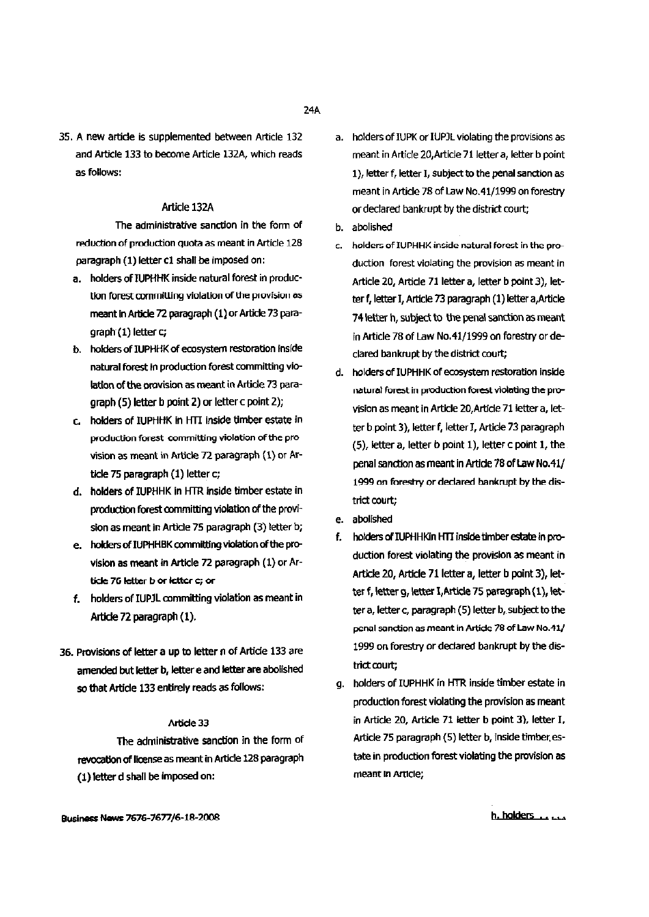35. A new article is supplemented between Article 132 and Article 133 to become Article 132A, which reads as follows:

### Article 132A

The administrative sanction in the form of reduction of production quota as meant in Article 128 paragraph (1) letter c1 shall be imposed on:

a. holders of IUPHHK inside natural forest in production forest committing violation of the provision as meant in Article 72 paragraph (1) or Article 73 paragraph (1) letter c;

b. holders of IUPHHK of ecosystem restoration inside natural forest in production forest committing violation of the provision as meant in Article 73 paragraph (5) letter b point 2) or letter c point 2);

c. holders of IUPHHK in HTI inside timber estate in production forest committing violation of the provision as meant in Article 72 paragraph (1) or Article 75 paragraph (1) letter c;

d. holders of IUPHHK in HTR inside timber estate in production forest committing violation of the provision as meant in Article 75 paragraph (3) letter b;

e. holders of IUPHHBK committing violation of the provision as meant in Article 72 paragraph (1) or Article 76 letter b or letter c; or

f. holders of IUPJL committing violation as meant in Article 72 paragraph (1).

36. Provisions of letter a up to letter n of Article 133 are amended but letter b, letter e and letter are abolished so that Article 133 entirely reads as follows:

### Article 33

The administrative sanction in the form of revocation of license as meant in Article 128 paragraph (1) letter d shall be imposed on:

a. holders of IUPK or IUPJL violating the provisions as meant in Article 20,Article 71 letter a, letter b point 1), letter f, letter I, subject to the penal sanction as meant in Article 78 of Law No.41/1999 on forestry or declared bankrupt by the district court;

b. abolished

c. holders of IUPHHK inside natural forest in the production forest violating the provision as meant in Article 20, Article 71 letter a, letter b point 3), letter f, letter I, Article 73 paragraph (1) letter a,Article 74 letter h, subject to the penal sanction as meant in Article 78 of Law No.41/1999 on forestry or declared bankrupt by the district court;

d. holders of IUPHHK of ecosystem restoration inside natural forest in production forest violating the provision as meant in Article 20,Article 71 letter a, letter b point 3), letter f, letter I, Article 73 paragraph (5), letter a, letter b point 1), letter c point 1, the penal sanction as meant in Article 78 of Law No.41/1999 on forestry or declared bankrupt by the district court;

e. abolished

f. holders of IUPHHKin HTI inside timber estate in production forest violating the provision as meant in Article 20, Article 71 letter a, letter b point 3), letter f, letter g, letter I,Article 75 paragraph (1), letter a, letter c, paragraph (5) letter b, subject to the penal sanction as meant in Article 78 of Law No.41/1999 on forestry or declared bankrupt by the district court;

g. holders of IUPHHK in HTR inside timber estate in production forest violating the provision as meant in Article 20, Article 71 letter b point 3), letter I, Article 75 paragraph (5) letter b, inside timber estate in production forest violating the provision as meant in Article;

h. holders ..........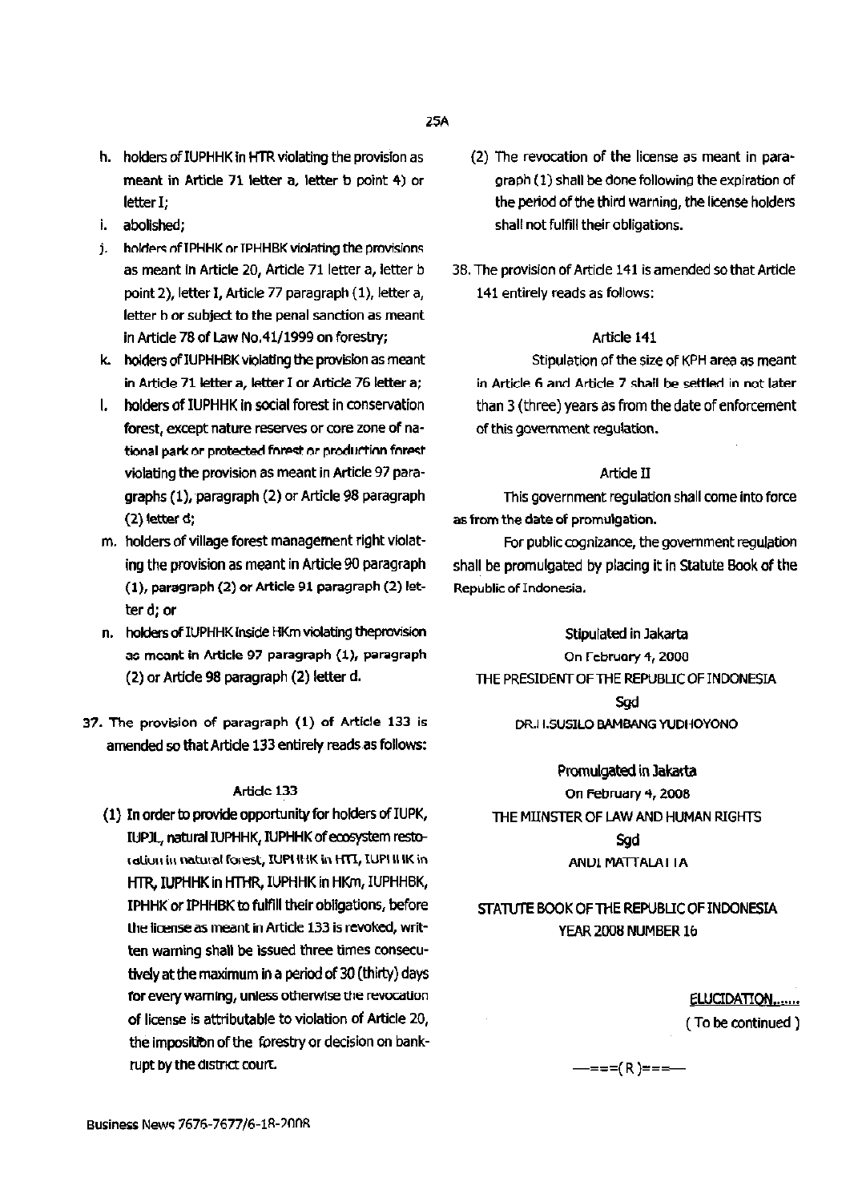h. holders of IUPHHK in HTR violating the provision as meant in Article 71 letter a, letter b point 4) or letter I;

i. abolished;

j. holders of IPHHK or IPHHBK violating the provisions as meant in Article 20, Article 71 letter a, letter b point 2), letter I, Article 77 paragraph (1), letter a, letter b or subject to the penal sanction as meant in Article 78 of Law No.41/1999 on forestry;

k. holders of IUPHHBK violating the provision as meant in Article 71 letter a, letter I or Article 76 letter a;

l. holders of IUPHHK in social forest in conservation forest, except nature reserves or core zone of national park or protected forest or production forest violating the provision as meant in Article 97 paragraphs (1), paragraph (2) or Article 98 paragraph (2) letter d;

m. holders of village forest management right violating the provision as meant in Article 90 paragraph (1), paragraph (2) or Article 91 paragraph (2) letter d; or

n. holders of IUPHHK inside HKm violating theprovision as meant in Article 97 paragraph (1), paragraph (2) or Article 98 paragraph (2) letter d.

37. The provision of paragraph (1) of Article 133 is amended so that Article 133 entirely reads as follows:

Article 133

(1) In order to provide opportunity for holders of IUPK, IUPJL, natural IUPHHK, IUPHHK of ecosystem restoration in natural forest, IUPHHK in HTI, IUPHHK in HTR, IUPHHK in HTHR, IUPHHK in HKm, IUPHHBK, IPHHK or IPHHBK to fulfill their obligations, before the license as meant in Article 133 is revoked, written warning shall be issued three times consecutively at the maximum in a period of 30 (thirty) days for every warning, unless otherwise the revocation of license is attributable to violation of Article 20, the imposition of the forestry or decision on bankrupt by the district court.

(2) The revocation of the license as meant in paragraph (1) shall be done following the expiration of the period of the third warning, the license holders shall not fulfill their obligations.

38. The provision of Article 141 is amended so that Article 141 entirely reads as follows:

Article 141

Stipulation of the size of KPH area as meant in Article 6 and Article 7 shall be settled in not later than 3 (three) years as from the date of enforcement of this government regulation.

Article II

This government regulation shall come into force as from the date of promulgation.

For public cognizance, the government regulation shall be promulgated by placing it in Statute Book of the Republic of Indonesia.

Stipulated in Jakarta
On February 4, 2008
THE PRESIDENT OF THE REPUBLIC OF INDONESIA
Sgd
DR.H.SUSILO BAMBANG YUDHOYONO

Promulgated in Jakarta
On February 4, 2008
THE MIINSTER OF LAW AND HUMAN RIGHTS
Sgd
ANDI MATTALATTA

STATUTE BOOK OF THE REPUBLIC OF INDONESIA
YEAR 2008 NUMBER 16

ELUCIDATION.......
( To be continued )

—===( R )===—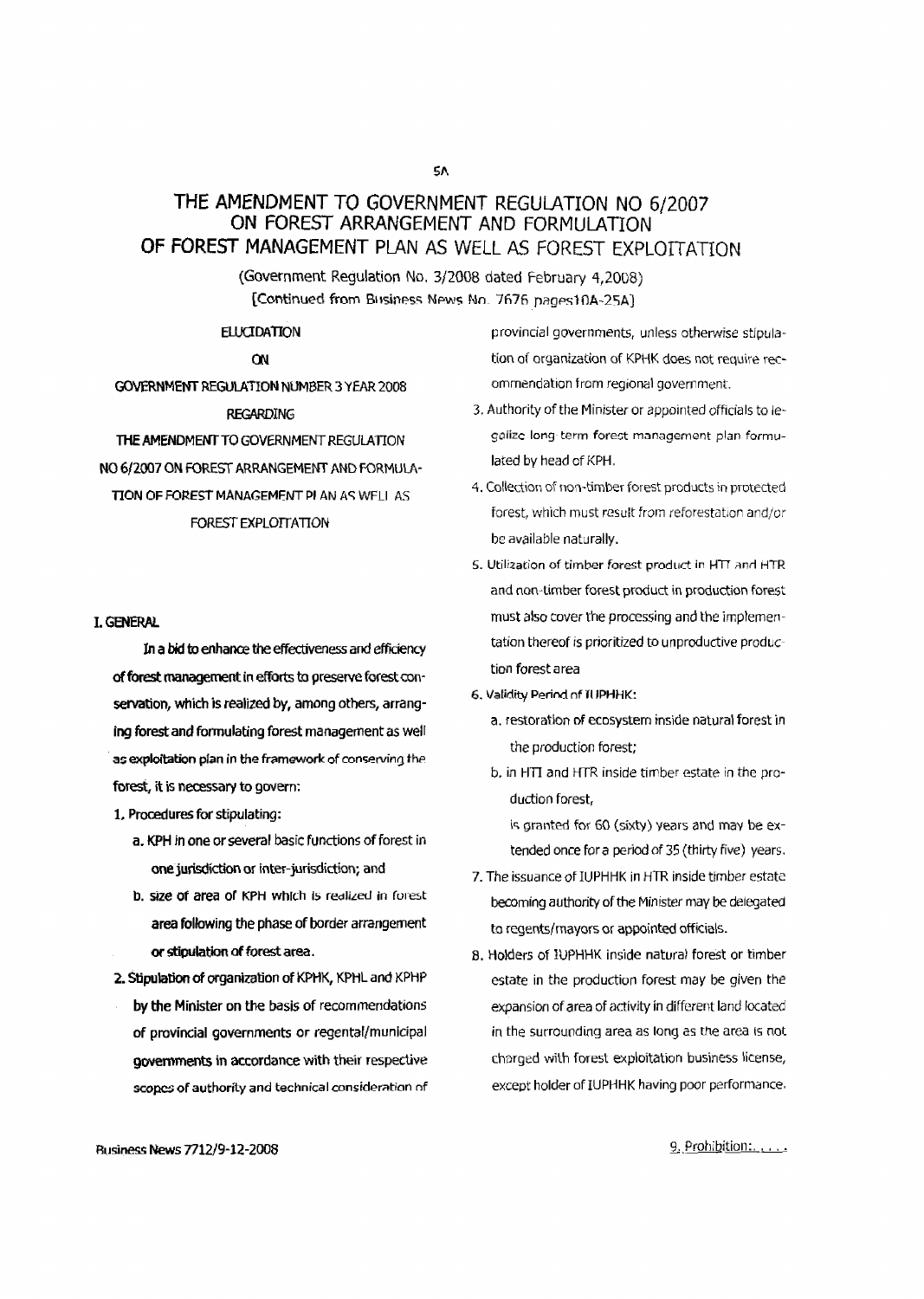# THE AMENDMENT TO GOVERNMENT REGULATION NO 6/2007 ON FOREST ARRANGEMENT AND FORMULATION OF FOREST MANAGEMENT PLAN AS WELL AS FOREST EXPLOITATION

(Government Regulation No. 3/2008 dated February 4,2008)
[Continued from Business News No. 7676 pages10A-25A]

ELUCIDATION

ON

GOVERNMENT REGULATION NUMBER 3 YEAR 2008

REGARDING

THE AMENDMENT TO GOVERNMENT REGULATION NO 6/2007 ON FOREST ARRANGEMENT AND FORMULATION OF FOREST MANAGEMENT PLAN AS WELL AS FOREST EXPLOITATION

## I. GENERAL

In a bid to enhance the effectiveness and efficiency of forest management in efforts to preserve forest conservation, which is realized by, among others, arranging forest and formulating forest management as well as exploitation plan in the framework of conserving the forest, it is necessary to govern:

1. Procedures for stipulating:
   a. KPH in one or several basic functions of forest in one jurisdiction or inter-jurisdiction; and
   b. size of area of KPH which is realized in forest area following the phase of border arrangement or stipulation of forest area.
2. Stipulation of organization of KPHK, KPHL and KPHP by the Minister on the basis of recommendations of provincial governments or regental/municipal governments in accordance with their respective scopes of authority and technical consideration of provincial governments, unless otherwise stipulation of organization of KPHK does not require recommendation from regional government.
3. Authority of the Minister or appointed officials to legalize long term forest management plan formulated by head of KPH.
4. Collection of non-timber forest products in protected forest, which must result from reforestation and/or be available naturally.
5. Utilization of timber forest product in HTI and HTR and non-timber forest product in production forest must also cover the processing and the implementation thereof is prioritized to unproductive production forest area
6. Validity Period of IUPHHK:
   a. restoration of ecosystem inside natural forest in the production forest;
   b. in HTI and HTR inside timber estate in the production forest,

   is granted for 60 (sixty) years and may be extended once for a period of 35 (thirty five) years.
7. The issuance of IUPHHK in HTR inside timber estate becoming authority of the Minister may be delegated to regents/mayors or appointed officials.
8. Holders of IUPHHK inside natural forest or timber estate in the production forest may be given the expansion of area of activity in different land located in the surrounding area as long as the area is not charged with forest exploitation business license, except holder of IUPHHK having poor performance.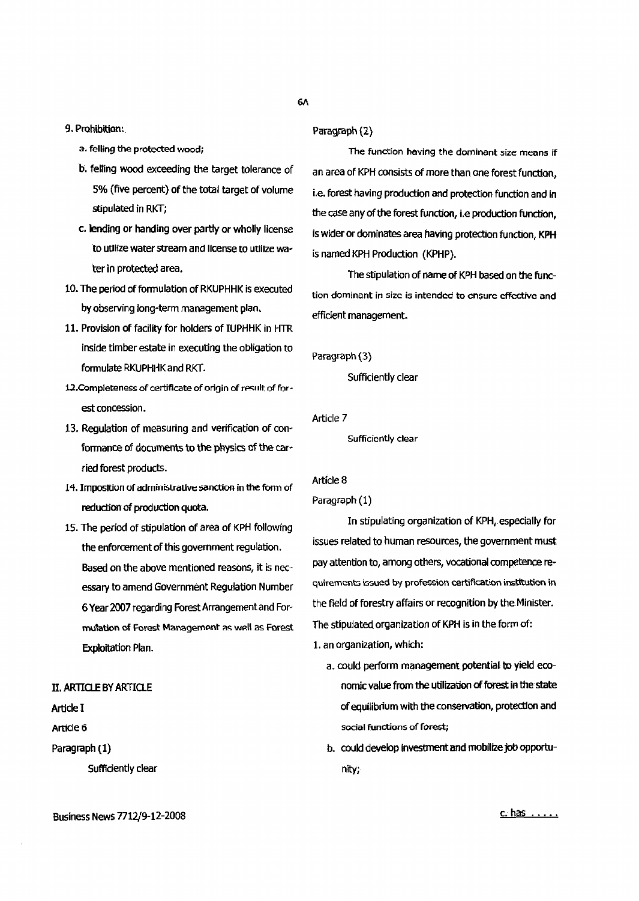9. Prohibition:
   a. felling the protected wood;
   b. felling wood exceeding the target tolerance of 5% (five percent) of the total target of volume stipulated in RKT;
   c. lending or handing over partly or wholly license to utilize water stream and license to utilize water in protected area.
10. The period of formulation of RKUPHHK is executed by observing long-term management plan.
11. Provision of facility for holders of IUPHHK in HTR inside timber estate in executing the obligation to formulate RKUPHHK and RKT.
12. Completeness of certificate of origin of result of forest concession.
13. Regulation of measuring and verification of conformance of documents to the physics of the carried forest products.
14. Imposition of administrative sanction in the form of reduction of production quota.
15. The period of stipulation of area of KPH following the enforcement of this government regulation.

Based on the above mentioned reasons, it is necessary to amend Government Regulation Number 6 Year 2007 regarding Forest Arrangement and Formulation of Forest Management as well as Forest Exploitation Plan.

## II. ARTICLE BY ARTICLE

Article I

Article 6

Paragraph (1)

Sufficiently clear

Paragraph (2)

The function having the dominant size means if an area of KPH consists of more than one forest function, i.e. forest having production and protection function and in the case any of the forest function, i.e production function, is wider or dominates area having protection function, KPH is named KPH Production (KPHP).

The stipulation of name of KPH based on the function dominant in size is intended to ensure effective and efficient management.

Paragraph (3)

Sufficiently clear

Article 7

Sufficiently clear

Article 8

Paragraph (1)

In stipulating organization of KPH, especially for issues related to human resources, the government must pay attention to, among others, vocational competence requirements issued by profession certification institution in the field of forestry affairs or recognition by the Minister. The stipulated organization of KPH is in the form of:

1. an organization, which:
   a. could perform management potential to yield economic value from the utilization of forest in the state of equilibrium with the conservation, protection and social functions of forest;
   b. could develop investment and mobilize job opportunity;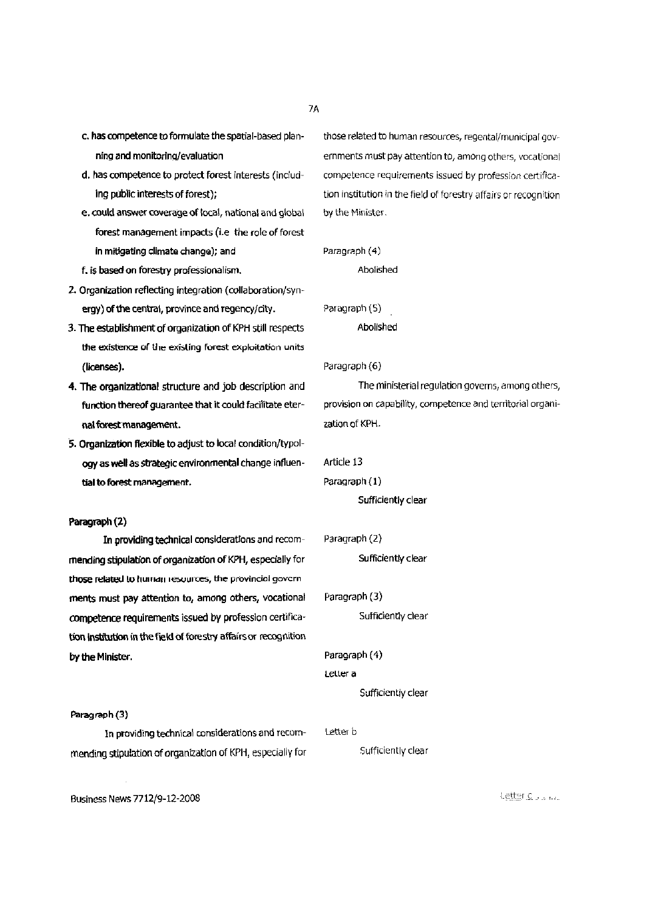c. has competence to formulate the spatial-based planning and monitoring/evaluation

d. has competence to protect forest interests (including public interests of forest);

e. could answer coverage of local, national and global forest management impacts (i.e the role of forest in mitigating climate change); and

f. is based on forestry professionalism.

2. Organization reflecting integration (collaboration/synergy) of the central, province and regency/city.
3. The establishment of organization of KPH still respects the existence of the existing forest exploitation units (licenses).
4. The organizational structure and job description and function thereof guarantee that it could facilitate eternal forest management.
5. Organization flexible to adjust to local condition/typology as well as strategic environmental change influential to forest management.

Paragraph (2)

In providing technical considerations and recommending stipulation of organization of KPH, especially for those related to human resources, the provincial governments must pay attention to, among others, vocational competence requirements issued by profession certification institution in the field of forestry affairs or recognition by the Minister.

Paragraph (3)

In providing technical considerations and recommending stipulation of organization of KPH, especially for those related to human resources, regental/municipal governments must pay attention to, among others, vocational competence requirements issued by profession certification institution in the field of forestry affairs or recognition by the Minister.

Paragraph (4)

Abolished

Paragraph (5)

Abolished

Paragraph (6)

The ministerial regulation governs, among others, provision on capability, competence and territorial organization of KPH.

Article 13

Paragraph (1)

Sufficiently clear

Paragraph (2)

Sufficiently clear

Paragraph (3)

Sufficiently clear

Paragraph (4)

Letter a

Sufficiently clear

Letter b

Sufficiently clear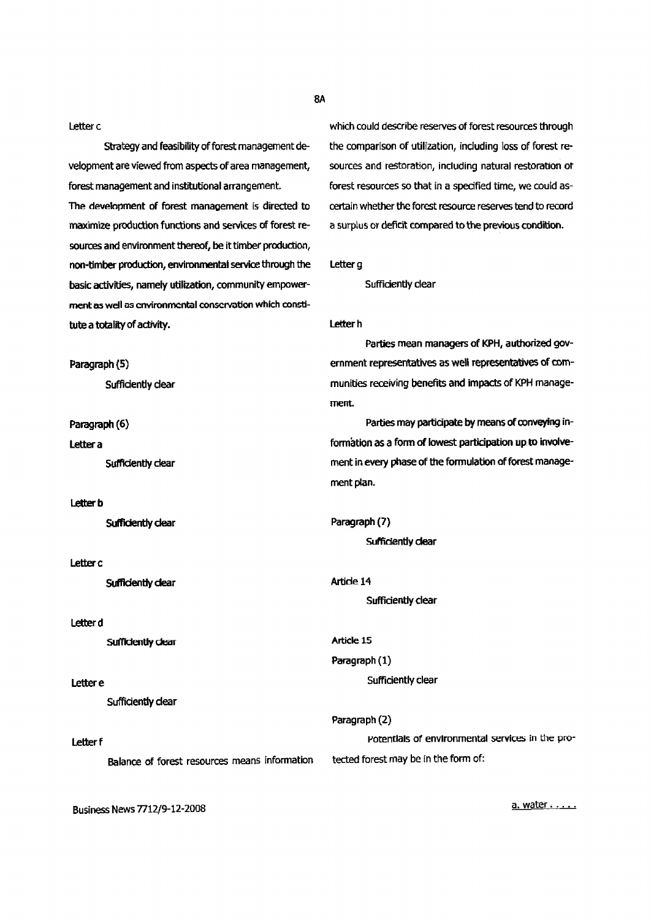Letter c

Strategy and feasibility of forest management development are viewed from aspects of area management, forest management and institutional arrangement.
The development of forest management is directed to maximize production functions and services of forest resources and environment thereof, be it timber production, non-timber production, environmental service through the basic activities, namely utilization, community empowerment as well as environmental conservation which constitute a totality of activity.

Paragraph (5)

Sufficiently clear

Paragraph (6)

Letter a

Sufficiently clear

Letter b

Sufficiently clear

Letter c

Sufficiently clear

Letter d

Sufficiently clear

Letter e

Sufficiently clear

Letter f

Balance of forest resources means information which could describe reserves of forest resources through the comparison of utilization, including loss of forest resources and restoration, including natural restoration of forest resources so that in a specified time, we could ascertain whether the forest resource reserves tend to record a surplus or deficit compared to the previous condition.

Letter g

Sufficiently clear

Letter h

Parties mean managers of KPH, authorized government representatives as well representatives of communities receiving benefits and impacts of KPH management.

Parties may participate by means of conveying information as a form of lowest participation up to involvement in every phase of the formulation of forest management plan.

Paragraph (7)

Sufficiently clear

Article 14

Sufficiently clear

Article 15

Paragraph (1)

Sufficiently clear

Paragraph (2)

Potentials of environmental services in the protected forest may be in the form of:

a. water . . . . .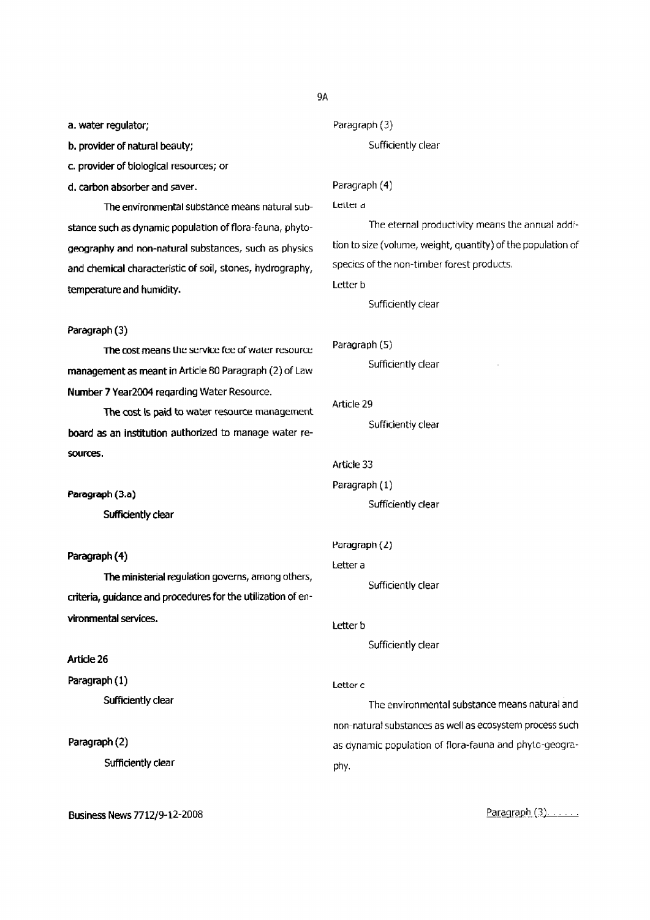a. water regulator;

b. provider of natural beauty;

c. provider of biological resources; or

d. carbon absorber and saver.

The environmental substance means natural substance such as dynamic population of flora-fauna, phytogeography and non-natural substances, such as physics and chemical characteristic of soil, stones, hydrography, temperature and humidity.

Paragraph (3)

The cost means the service fee of water resource management as meant in Article 80 Paragraph (2) of Law Number 7 Year2004 regarding Water Resource.

The cost is paid to water resource management board as an institution authorized to manage water resources.

Paragraph (3.a)

Sufficiently clear

Paragraph (4)

The ministerial regulation governs, among others, criteria, guidance and procedures for the utilization of environmental services.

Article 26

Paragraph (1)

Sufficiently clear

Paragraph (2)

Sufficiently clear

Paragraph (3)

Sufficiently clear

Paragraph (4)

Letter a

The eternal productivity means the annual addition to size (volume, weight, quantity) of the population of species of the non-timber forest products.

Letter b

Sufficiently clear

Paragraph (5)

Sufficiently clear

Article 29

Sufficiently clear

Article 33

Paragraph (1)

Sufficiently clear

Paragraph (2)

Letter a

Sufficiently clear

Letter b

Sufficiently clear

Letter c

The environmental substance means natural and non-natural substances as well as ecosystem process such as dynamic population of flora-fauna and phyto-geography.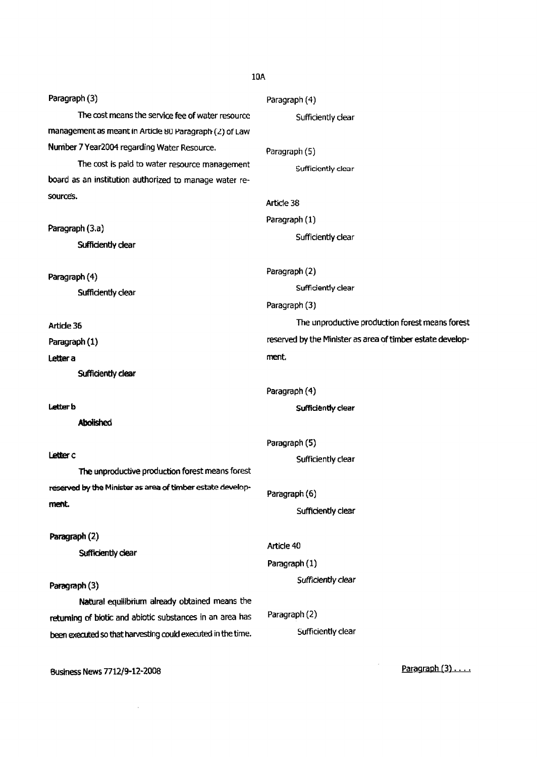Paragraph (3)

The cost means the service fee of water resource management as meant in Article 80 Paragraph (2) of Law Number 7 Year2004 regarding Water Resource.

The cost is paid to water resource management board as an institution authorized to manage water resources.

Paragraph (3.a)

Sufficiently clear

Paragraph (4)

Sufficiently clear

Article 36

Paragraph (1)

Letter a

Sufficiently clear

Letter b

Abolished

Letter c

The unproductive production forest means forest reserved by the Minister as area of timber estate development.

Paragraph (2)

Sufficiently clear

Paragraph (3)

Natural equilibrium already obtained means the returning of biotic and abiotic substances in an area has been executed so that harvesting could executed in the time.

Paragraph (4)

Sufficiently clear

Paragraph (5)

Sufficiently clear

Article 38

Paragraph (1)

Sufficiently clear

Paragraph (2)

Sufficiently clear

Paragraph (3)

The unproductive production forest means forest reserved by the Minister as area of timber estate development.

Paragraph (4)

Sufficiently clear

Paragraph (5)

Sufficiently clear

Paragraph (6)

Sufficiently clear

Article 40

Paragraph (1)

*Sufficiently clear*

Paragraph (2)

Sufficiently clear

Paragraph (3). . . .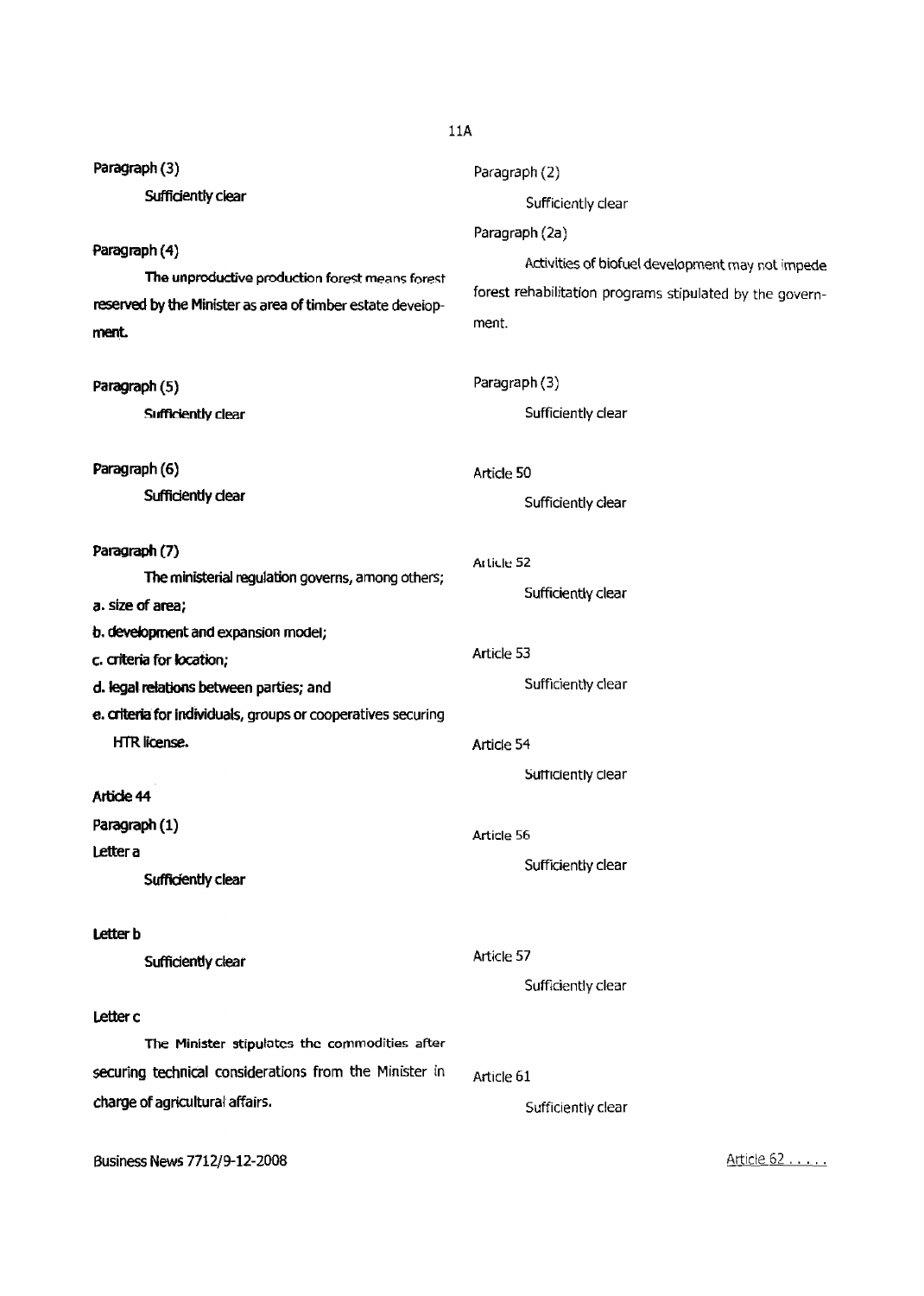Paragraph (3)

Sufficiently clear

Paragraph (4)

The unproductive production forest means forest reserved by the Minister as area of timber estate development.

Paragraph (5)

Sufficiently clear

Paragraph (6)

Sufficiently clear

Paragraph (7)

The ministerial regulation governs, among others;

a. size of area;
b. development and expansion model;
c. criteria for location;
d. legal relations between parties; and
e. criteria for individuals, groups or cooperatives securing HTR license.

Article 44

Paragraph (1)

Letter a

Sufficiently clear

Letter b

Sufficiently clear

Letter c

The Minister stipulates the commodities after securing technical considerations from the Minister in charge of agricultural affairs.

Paragraph (2)

Sufficiently clear

Paragraph (2a)

Activities of biofuel development may not impede forest rehabilitation programs stipulated by the government.

Paragraph (3)

Sufficiently clear

Article 50

Sufficiently clear

Article 52

Sufficiently clear

Article 53

Sufficiently clear

Article 54

Sufficiently clear

Article 56

Sufficiently clear

Article 57

Sufficiently clear

Article 61

Sufficiently clear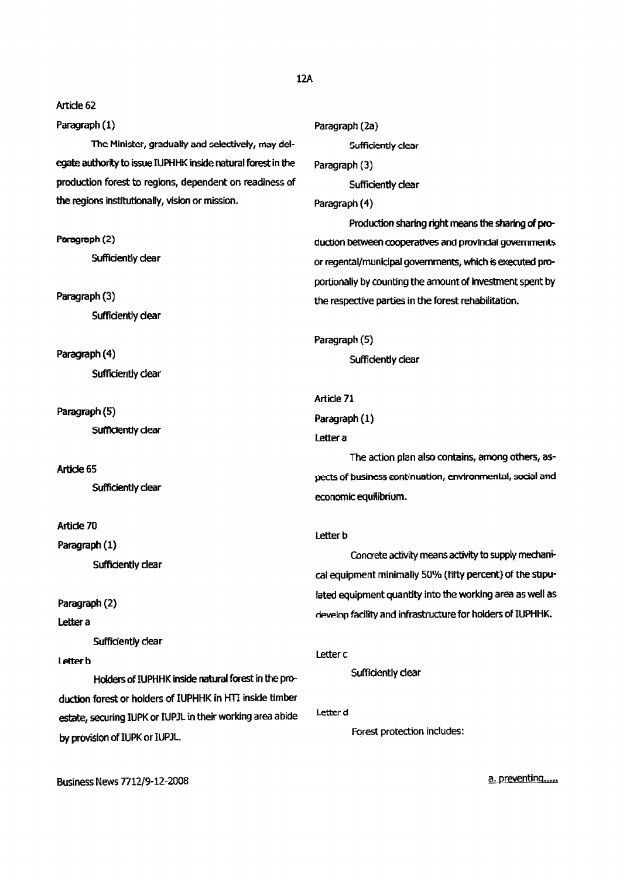Article 62

Paragraph (1)

The Minister, gradually and selectively, may delegate authority to issue IUPHHK inside natural forest in the production forest to regions, dependent on readiness of the regions institutionally, vision or mission.

Paragraph (2)

Sufficiently clear

Paragraph (3)

Sufficiently clear

Paragraph (4)

Sufficiently clear

Paragraph (5)

Sufficiently clear

Article 65

Sufficiently clear

Article 70

Paragraph (1)

Sufficiently clear

Paragraph (2)

Letter a

Sufficiently clear

Letter b

Holders of IUPHHK inside natural forest in the production forest or holders of IUPHHK in HTI inside timber estate, securing IUPK or IUPJL in their working area abide by provision of IUPK or IUPJL.

Paragraph (2a)

Sufficiently clear

Paragraph (3)

Sufficiently clear

Paragraph (4)

Production sharing right means the sharing of production between cooperatives and provincial governments or regental/municipal governments, which is executed proportionally by counting the amount of investment spent by the respective parties in the forest rehabilitation.

Paragraph (5)

Sufficiently clear

Article 71

Paragraph (1)

Letter a

The action plan also contains, among others, aspects of business continuation, environmental, social and economic equilibrium.

Letter b

Concrete activity means activity to supply mechanical equipment minimally 50% (fifty percent) of the stipulated equipment quantity into the working area as well as develop facility and infrastructure for holders of IUPHHK.

Letter c

Sufficiently clear

Letter d

Forest protection includes:

a. preventing.....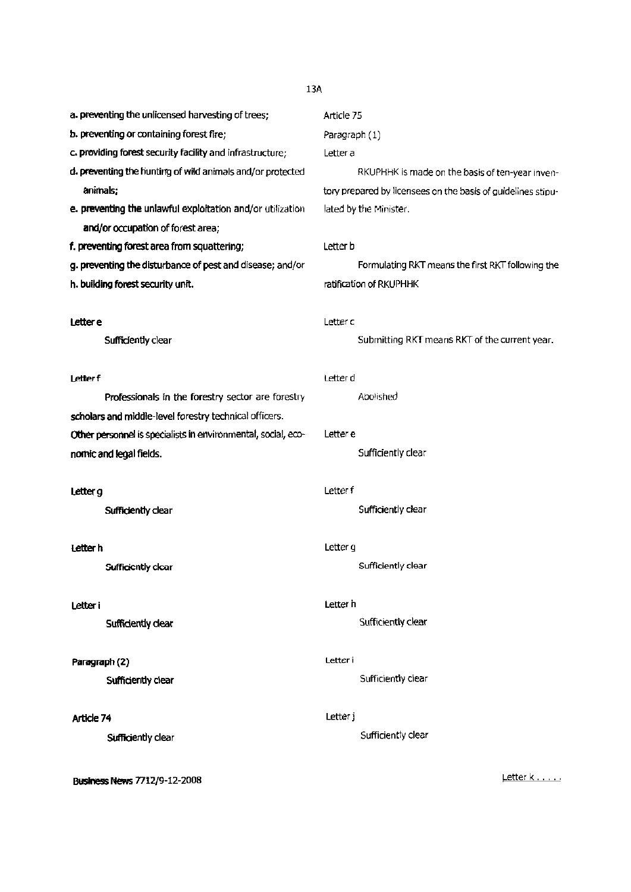a. preventing the unlicensed harvesting of trees;
b. preventing or containing forest fire;
c. providing forest security facility and infrastructure;
d. preventing the hunting of wild animals and/or protected animals;
e. preventing the unlawful exploitation and/or utilization and/or occupation of forest area;
f. preventing forest area from squattering;
g. preventing the disturbance of pest and disease; and/or
h. building forest security unit.

Letter e

Sufficiently clear

Letter f

Professionals in the forestry sector are forestry scholars and middle-level forestry technical officers. Other personnel is specialists in environmental, social, economic and legal fields.

Letter g

Sufficiently clear

Letter h

Sufficiently clear

Letter i

Sufficiently clear

Paragraph (2)

Sufficiently clear

Article 74

Sufficiently clear

Article 75

Paragraph (1)

Letter a

RKUPHHK is made on the basis of ten-year inventory prepared by licensees on the basis of guidelines stipulated by the Minister.

Letter b

Formulating RKT means the first RKT following the ratification of RKUPHHK

Letter c

Submitting RKT means RKT of the current year.

Letter d

Abolished

Letter e

Sufficiently clear

Letter f

Sufficiently clear

Letter g

Sufficiently clear

Letter h

Sufficiently clear

Letter i

Sufficiently clear

Letter j

Sufficiently clear

Letter k . . . . .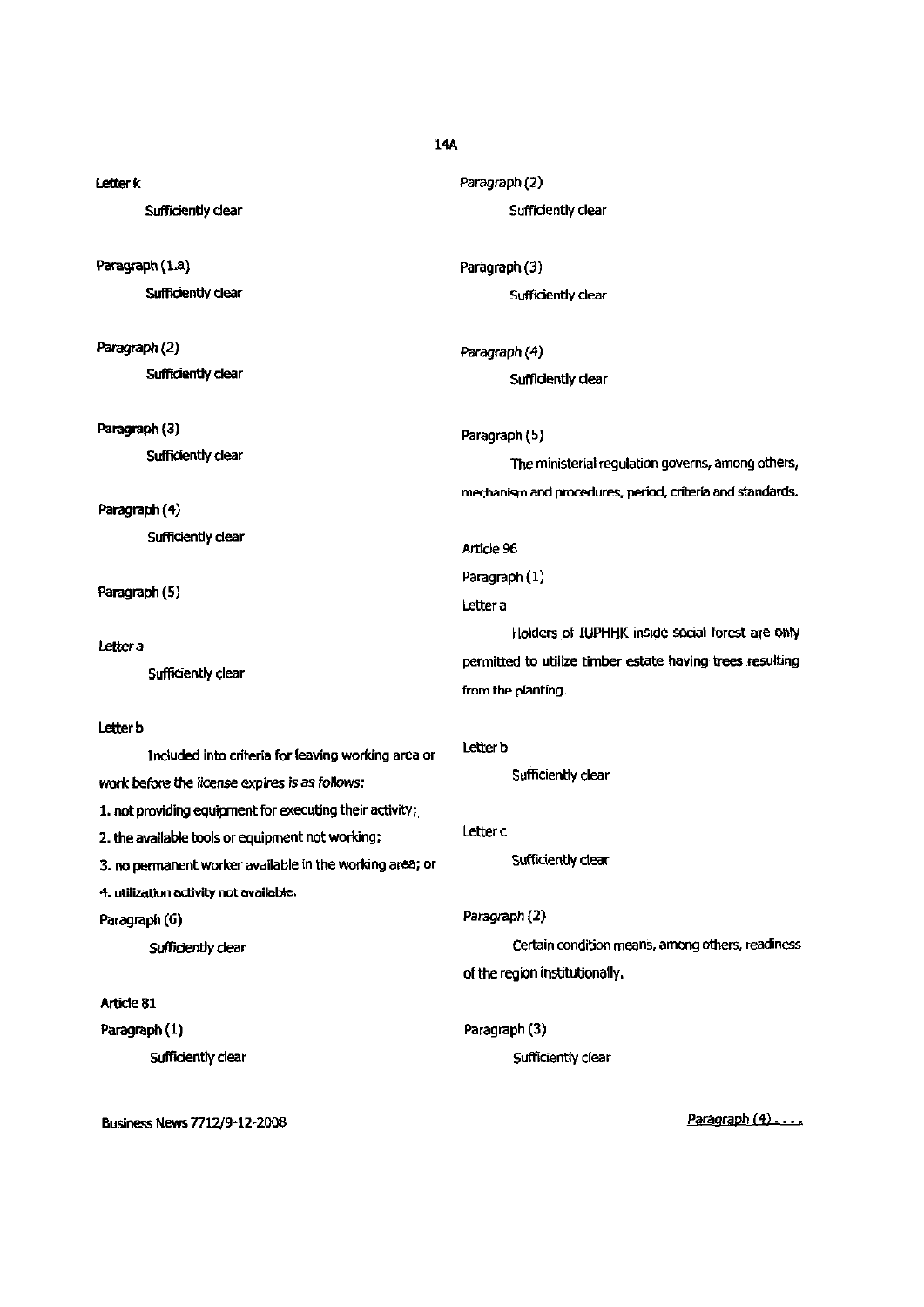Letter k

Sufficiently clear

Paragraph (1.a)

Sufficiently clear

*Paragraph (2)*

Sufficiently clear

Paragraph (3)

Sufficiently clear

Paragraph (4)

Sufficiently clear

Paragraph (5)

*Letter a*

Sufficiently clear

Letter b

Included into criteria for leaving working area or work before the license expires is as follows:

1. not providing equipment for executing their activity;
2. the available tools or equipment not working;
3. no permanent worker available in the working area; or
4. utilization activity not available.

Paragraph (6)

*Sufficiently clear*

Article 81

Paragraph (1)

Sufficiently clear

Paragraph (2)

Sufficiently clear

Paragraph (3)

Sufficiently clear

*Paragraph (4)*

Sufficiently clear

Paragraph (5)

The ministerial regulation governs, among others, mechanism and procedures, period, criteria and standards.

Article 96

Paragraph (1)

Letter a

Holders of IUPHHK inside social forest are only permitted to utilize timber estate having trees resulting from the planting.

Letter b

Sufficiently clear

Letter c

Sufficiently clear

*Paragraph (2)*

Certain condition means, among others, readiness of the region institutionally.

Paragraph (3)

Sufficiently clear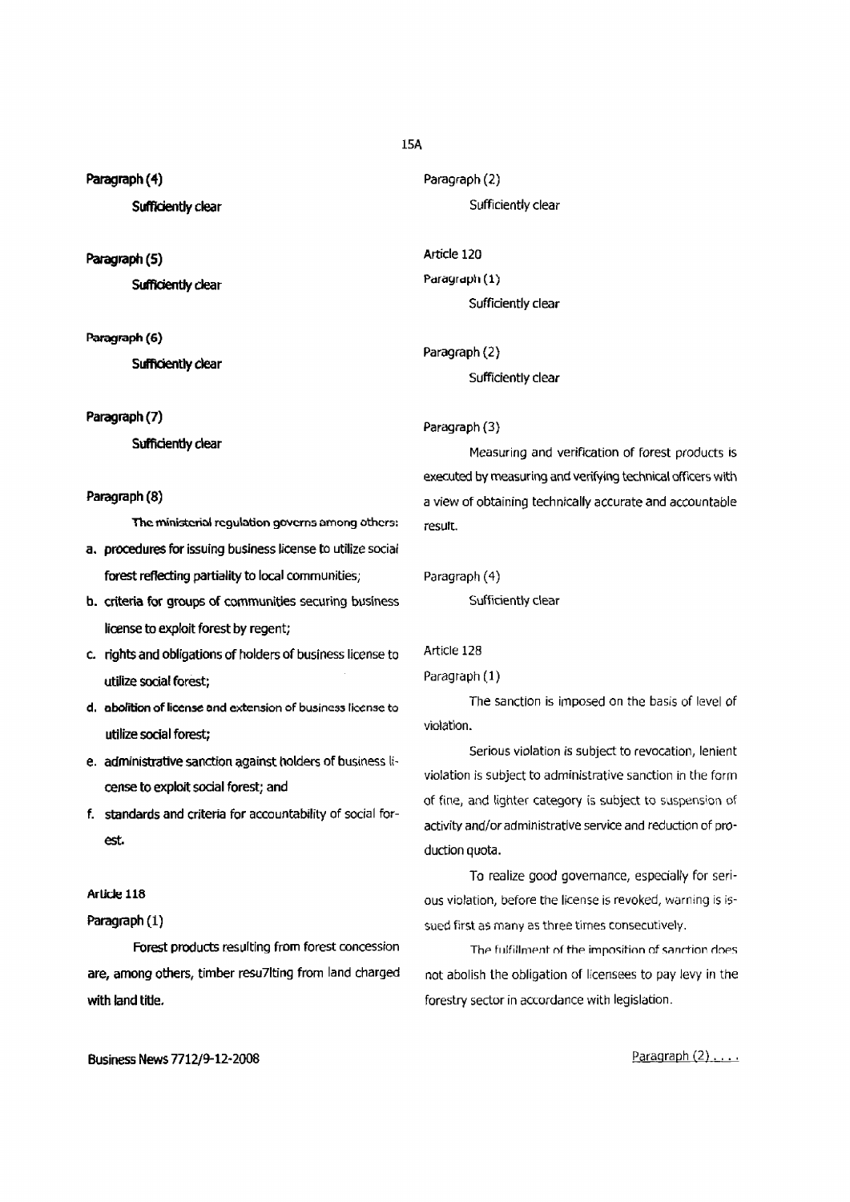Paragraph (4)

Sufficiently clear

Paragraph (5)

Sufficiently clear

Paragraph (6)

Sufficiently clear

Paragraph (7)

Sufficiently clear

Paragraph (8)

The ministerial regulation governs among others:

a. procedures for issuing business license to utilize social forest reflecting partiality to local communities;
b. criteria for groups of communities securing business license to exploit forest by regent;
c. rights and obligations of holders of business license to utilize social forest;
d. abolition of license and extension of business license to utilize social forest;
e. administrative sanction against holders of business license to exploit social forest; and
f. standards and criteria for accountability of social forest.

Article 118

Paragraph (1)

Forest products resulting from forest concession are, among others, timber resu7lting from land charged with land title.

Paragraph (2)

Sufficiently clear

Article 120

Paragraph (1)

Sufficiently clear

Paragraph (2)

Sufficiently clear

Paragraph (3)

Measuring and verification of forest products is executed by measuring and verifying technical officers with a view of obtaining technically accurate and accountable result.

Paragraph (4)

Sufficiently clear

Article 128

Paragraph (1)

The sanction is imposed on the basis of level of violation.

Serious violation is subject to revocation, lenient violation is subject to administrative sanction in the form of fine, and lighter category is subject to suspension of activity and/or administrative service and reduction of production quota.

To realize good governance, especially for serious violation, before the license is revoked, warning is issued first as many as three times consecutively.

The fulfillment of the imposition of sanction does not abolish the obligation of licensees to pay levy in the forestry sector in accordance with legislation.

Paragraph (2) . . . .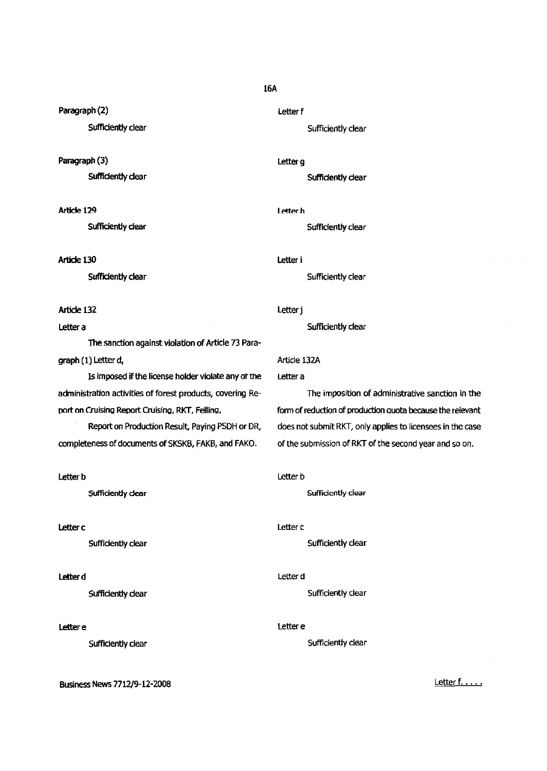Paragraph (2)

Sufficiently clear

Paragraph (3)

Sufficiently clear

Article 129

Sufficiently clear

Article 130

Sufficiently clear

Article 132

Letter a

The sanction against violation of Article 73 Paragraph (1) Letter d,

Is imposed if the license holder violate any of the administration activities of forest products, covering Report on Cruising Report Cruising, RKT, Felling,

Report on Production Result, Paying PSDH or DR, completeness of documents of SKSKB, FAKB, and FAKO.

Letter b

Sufficiently clear

Letter c

Sufficiently clear

Letter d

Sufficiently clear

Letter e

Sufficiently clear

Letter f

Sufficiently clear

Letter g

Sufficiently clear

Letter h

Sufficiently clear

Letter i

Sufficiently clear

Letter j

Sufficiently clear

Article 132A

Letter a

The imposition of administrative sanction in the form of reduction of production quota because the relevant does not submit RKT, only applies to licensees in the case of the submission of RKT of the second year and so on.

Letter b

Sufficiently clear

Letter c

Sufficiently clear

Letter d

Sufficiently clear

Letter e

Sufficiently clear

Letter f. . . . .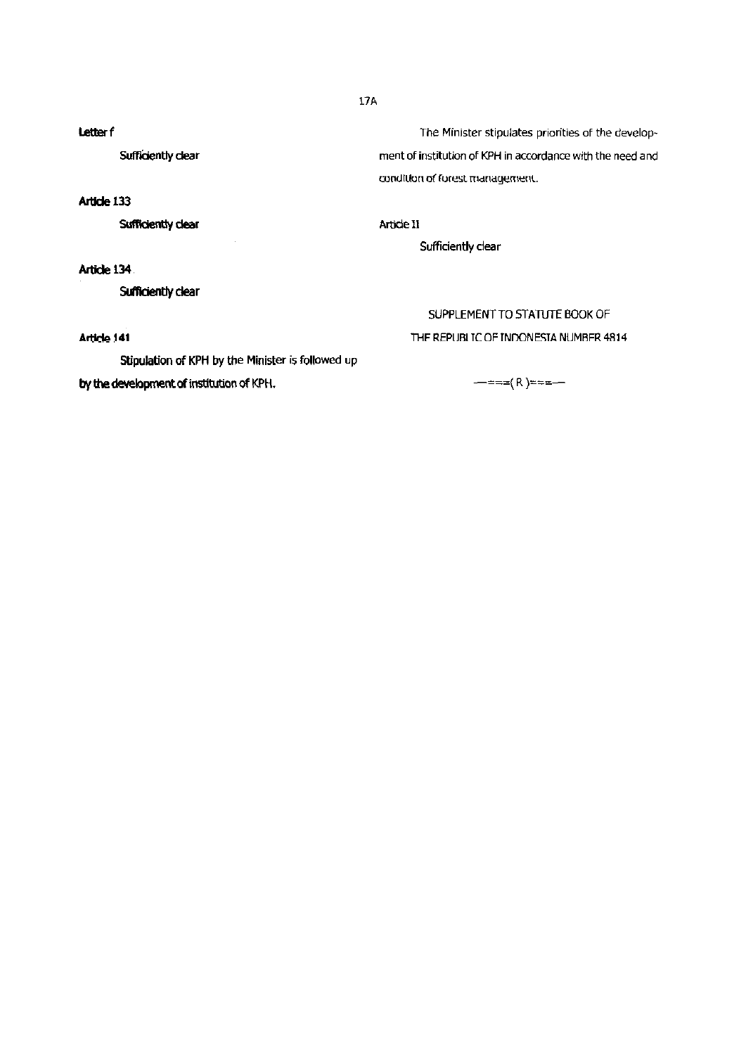**Letter f**

Sufficiently clear

**Article 133**

Sufficiently clear

**Article 134**

Sufficiently clear

**Article 141**

Stipulation of KPH by the Minister is followed up by the development of institution of KPH.

The Minister stipulates priorities of the development of institution of KPH in accordance with the need and condition of forest management.

Article II

Sufficiently clear

SUPPLEMENT TO STATUTE BOOK OF THE REPUBLIC OF INDONESIA NUMBER 4814

—===( R )===—